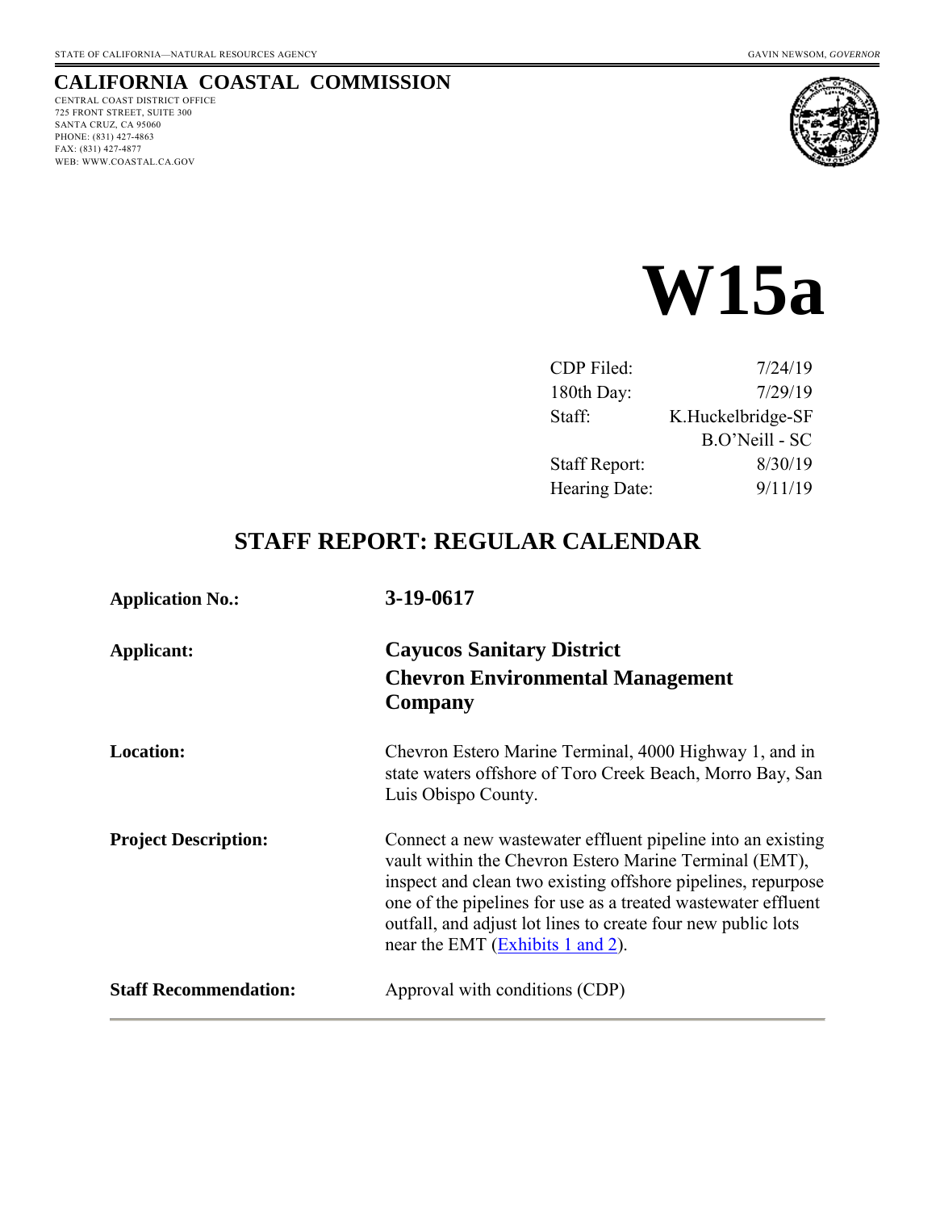STATE OF CALIFORNIA—NATURAL RESOURCES AGENCY GAVIN NEWSOM, *GOVERNOR*

# CALIFORNIA COASTAL COMMISSION

CENTRAL COAST DISTRICT OFFICE
725 FRONT STREET, SUITE 300
SANTA CRUZ, CA 95060
PHONE: (831) 427-4863
FAX: (831) 427-4877
WEB: WWW.COASTAL.CA.GOV

# W15a

| | |
|---|---|
| CDP Filed: | 7/24/19 |
| 180th Day: | 7/29/19 |
| Staff: | K.Huckelbridge-SF |
| | B.O'Neill - SC |
| Staff Report: | 8/30/19 |
| Hearing Date: | 9/11/19 |

## STAFF REPORT: REGULAR CALENDAR

**Application No.:** **3-19-0617**

**Applicant:** **Cayucos Sanitary District**
**Chevron Environmental Management Company**

**Location:** Chevron Estero Marine Terminal, 4000 Highway 1, and in state waters offshore of Toro Creek Beach, Morro Bay, San Luis Obispo County.

**Project Description:** Connect a new wastewater effluent pipeline into an existing vault within the Chevron Estero Marine Terminal (EMT), inspect and clean two existing offshore pipelines, repurpose one of the pipelines for use as a treated wastewater effluent outfall, and adjust lot lines to create four new public lots near the EMT (Exhibits 1 and 2).

**Staff Recommendation:** Approval with conditions (CDP)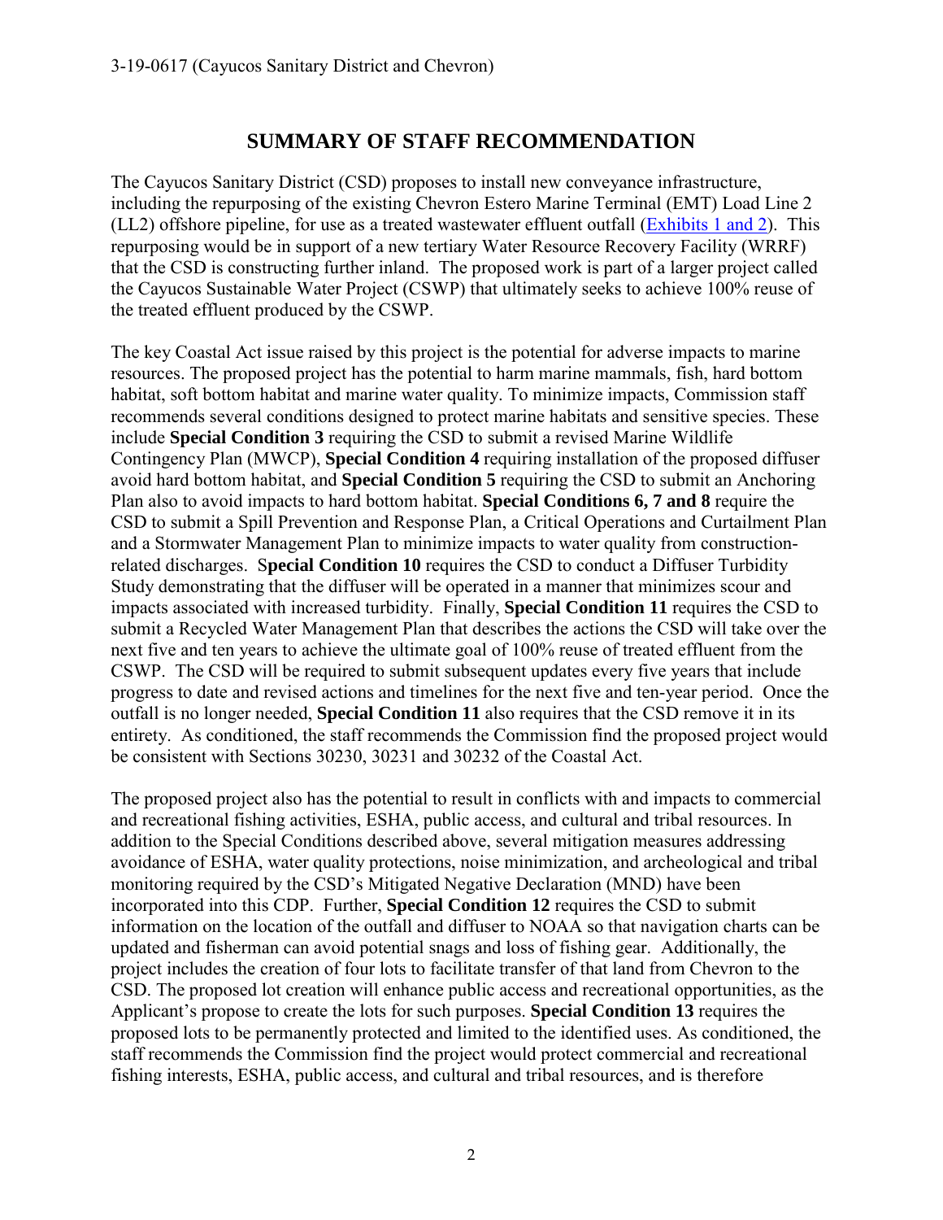## SUMMARY OF STAFF RECOMMENDATION

The Cayucos Sanitary District (CSD) proposes to install new conveyance infrastructure, including the repurposing of the existing Chevron Estero Marine Terminal (EMT) Load Line 2 (LL2) offshore pipeline, for use as a treated wastewater effluent outfall (Exhibits 1 and 2). This repurposing would be in support of a new tertiary Water Resource Recovery Facility (WRRF) that the CSD is constructing further inland. The proposed work is part of a larger project called the Cayucos Sustainable Water Project (CSWP) that ultimately seeks to achieve 100% reuse of the treated effluent produced by the CSWP.

The key Coastal Act issue raised by this project is the potential for adverse impacts to marine resources. The proposed project has the potential to harm marine mammals, fish, hard bottom habitat, soft bottom habitat and marine water quality. To minimize impacts, Commission staff recommends several conditions designed to protect marine habitats and sensitive species. These include **Special Condition 3** requiring the CSD to submit a revised Marine Wildlife Contingency Plan (MWCP), **Special Condition 4** requiring installation of the proposed diffuser avoid hard bottom habitat, and **Special Condition 5** requiring the CSD to submit an Anchoring Plan also to avoid impacts to hard bottom habitat. **Special Conditions 6, 7 and 8** require the CSD to submit a Spill Prevention and Response Plan, a Critical Operations and Curtailment Plan and a Stormwater Management Plan to minimize impacts to water quality from construction-related discharges. S**pecial Condition 10** requires the CSD to conduct a Diffuser Turbidity Study demonstrating that the diffuser will be operated in a manner that minimizes scour and impacts associated with increased turbidity. Finally, **Special Condition 11** requires the CSD to submit a Recycled Water Management Plan that describes the actions the CSD will take over the next five and ten years to achieve the ultimate goal of 100% reuse of treated effluent from the CSWP. The CSD will be required to submit subsequent updates every five years that include progress to date and revised actions and timelines for the next five and ten-year period. Once the outfall is no longer needed, **Special Condition 11** also requires that the CSD remove it in its entirety. As conditioned, the staff recommends the Commission find the proposed project would be consistent with Sections 30230, 30231 and 30232 of the Coastal Act.

The proposed project also has the potential to result in conflicts with and impacts to commercial and recreational fishing activities, ESHA, public access, and cultural and tribal resources. In addition to the Special Conditions described above, several mitigation measures addressing avoidance of ESHA, water quality protections, noise minimization, and archeological and tribal monitoring required by the CSD's Mitigated Negative Declaration (MND) have been incorporated into this CDP. Further, **Special Condition 12** requires the CSD to submit information on the location of the outfall and diffuser to NOAA so that navigation charts can be updated and fisherman can avoid potential snags and loss of fishing gear. Additionally, the project includes the creation of four lots to facilitate transfer of that land from Chevron to the CSD. The proposed lot creation will enhance public access and recreational opportunities, as the Applicant's propose to create the lots for such purposes. **Special Condition 13** requires the proposed lots to be permanently protected and limited to the identified uses. As conditioned, the staff recommends the Commission find the project would protect commercial and recreational fishing interests, ESHA, public access, and cultural and tribal resources, and is therefore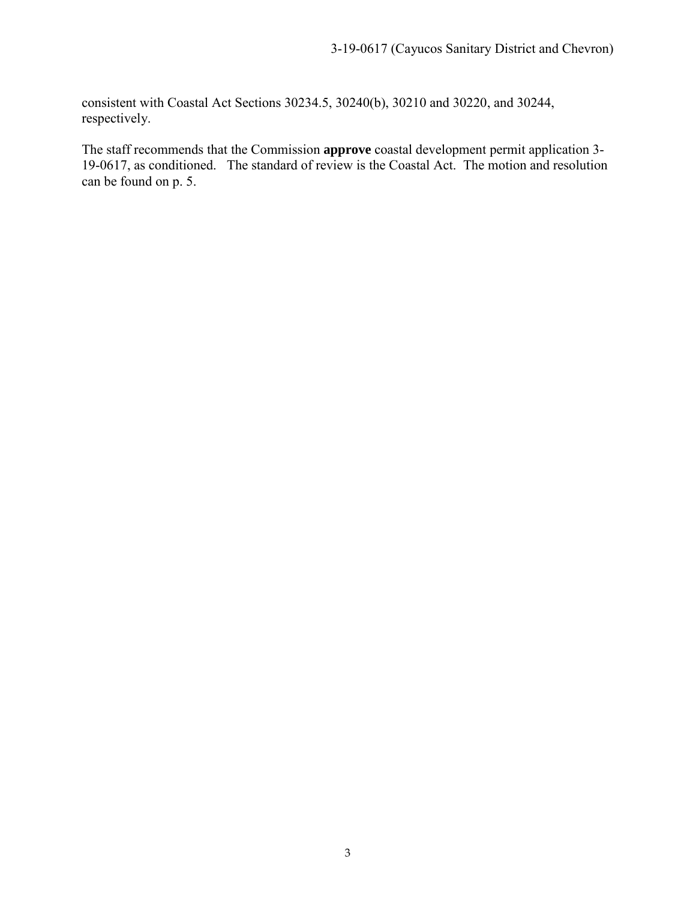consistent with Coastal Act Sections 30234.5, 30240(b), 30210 and 30220, and 30244, respectively.

The staff recommends that the Commission **approve** coastal development permit application 3-19-0617, as conditioned. The standard of review is the Coastal Act. The motion and resolution can be found on p. 5.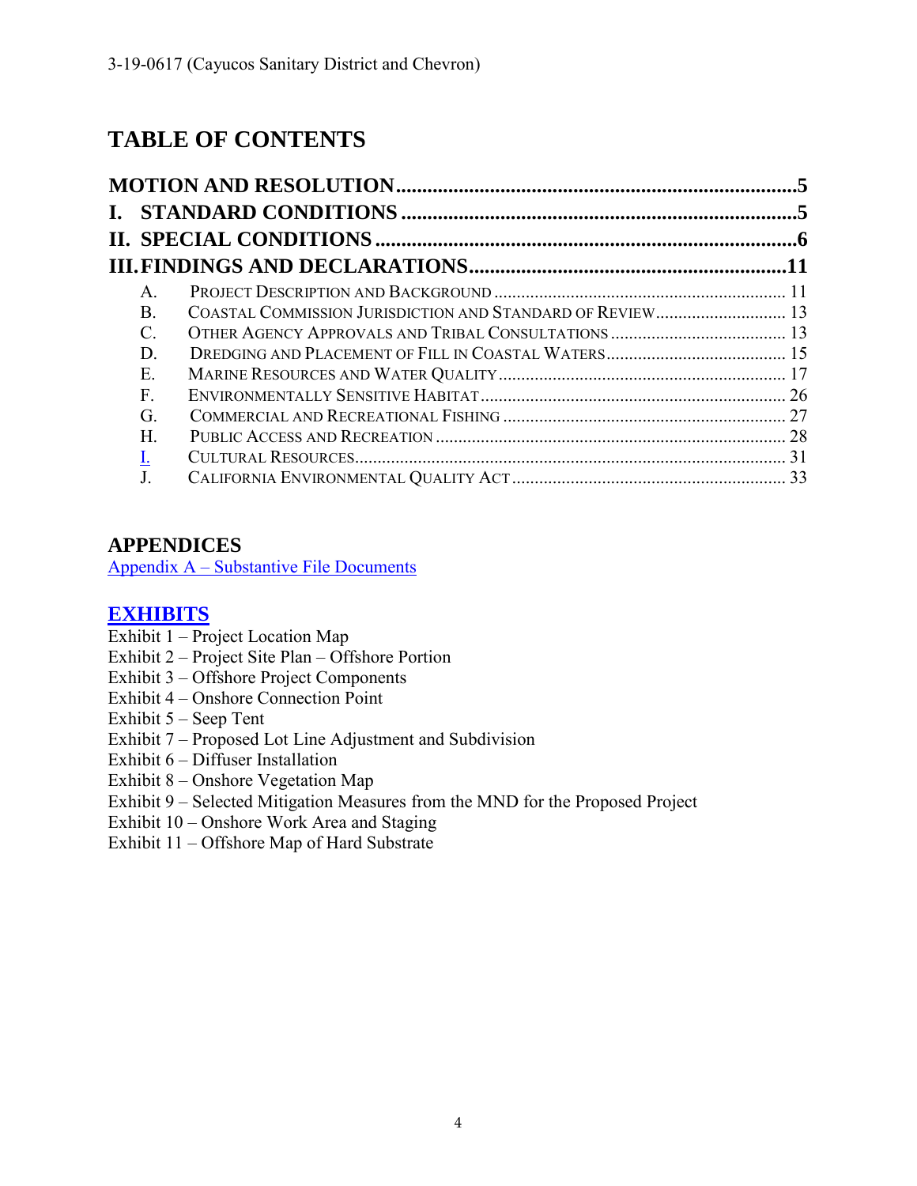# TABLE OF CONTENTS

**MOTION AND RESOLUTION** .......... 5
**I. STANDARD CONDITIONS** .......... 5
**II. SPECIAL CONDITIONS** .......... 6
**III. FINDINGS AND DECLARATIONS** .......... 11

- A. PROJECT DESCRIPTION AND BACKGROUND .......... 11
- B. COASTAL COMMISSION JURISDICTION AND STANDARD OF REVIEW .......... 13
- C. OTHER AGENCY APPROVALS AND TRIBAL CONSULTATIONS .......... 13
- D. DREDGING AND PLACEMENT OF FILL IN COASTAL WATERS .......... 15
- E. MARINE RESOURCES AND WATER QUALITY .......... 17
- F. ENVIRONMENTALLY SENSITIVE HABITAT .......... 26
- G. COMMERCIAL AND RECREATIONAL FISHING .......... 27
- H. PUBLIC ACCESS AND RECREATION .......... 28
- I. CULTURAL RESOURCES .......... 31
- J. CALIFORNIA ENVIRONMENTAL QUALITY ACT .......... 33

## APPENDICES

Appendix A – Substantive File Documents

## EXHIBITS

Exhibit 1 – Project Location Map
Exhibit 2 – Project Site Plan – Offshore Portion
Exhibit 3 – Offshore Project Components
Exhibit 4 – Onshore Connection Point
Exhibit 5 – Seep Tent
Exhibit 7 – Proposed Lot Line Adjustment and Subdivision
Exhibit 6 – Diffuser Installation
Exhibit 8 – Onshore Vegetation Map
Exhibit 9 – Selected Mitigation Measures from the MND for the Proposed Project
Exhibit 10 – Onshore Work Area and Staging
Exhibit 11 – Offshore Map of Hard Substrate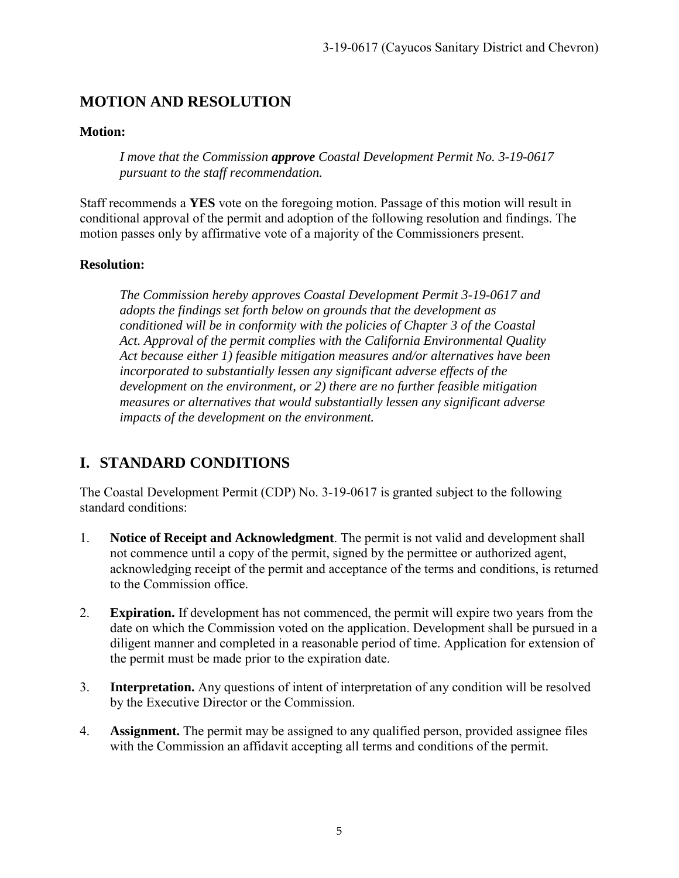## MOTION AND RESOLUTION

**Motion:**

> *I move that the Commission* ***approve*** *Coastal Development Permit No. 3-19-0617 pursuant to the staff recommendation.*

Staff recommends a **YES** vote on the foregoing motion. Passage of this motion will result in conditional approval of the permit and adoption of the following resolution and findings. The motion passes only by affirmative vote of a majority of the Commissioners present.

**Resolution:**

> *The Commission hereby approves Coastal Development Permit 3-19-0617 and adopts the findings set forth below on grounds that the development as conditioned will be in conformity with the policies of Chapter 3 of the Coastal Act. Approval of the permit complies with the California Environmental Quality Act because either 1) feasible mitigation measures and/or alternatives have been incorporated to substantially lessen any significant adverse effects of the development on the environment, or 2) there are no further feasible mitigation measures or alternatives that would substantially lessen any significant adverse impacts of the development on the environment.*

## I. STANDARD CONDITIONS

The Coastal Development Permit (CDP) No. 3-19-0617 is granted subject to the following standard conditions:

1. **Notice of Receipt and Acknowledgment**. The permit is not valid and development shall not commence until a copy of the permit, signed by the permittee or authorized agent, acknowledging receipt of the permit and acceptance of the terms and conditions, is returned to the Commission office.

2. **Expiration.** If development has not commenced, the permit will expire two years from the date on which the Commission voted on the application. Development shall be pursued in a diligent manner and completed in a reasonable period of time. Application for extension of the permit must be made prior to the expiration date.

3. **Interpretation.** Any questions of intent of interpretation of any condition will be resolved by the Executive Director or the Commission.

4. **Assignment.** The permit may be assigned to any qualified person, provided assignee files with the Commission an affidavit accepting all terms and conditions of the permit.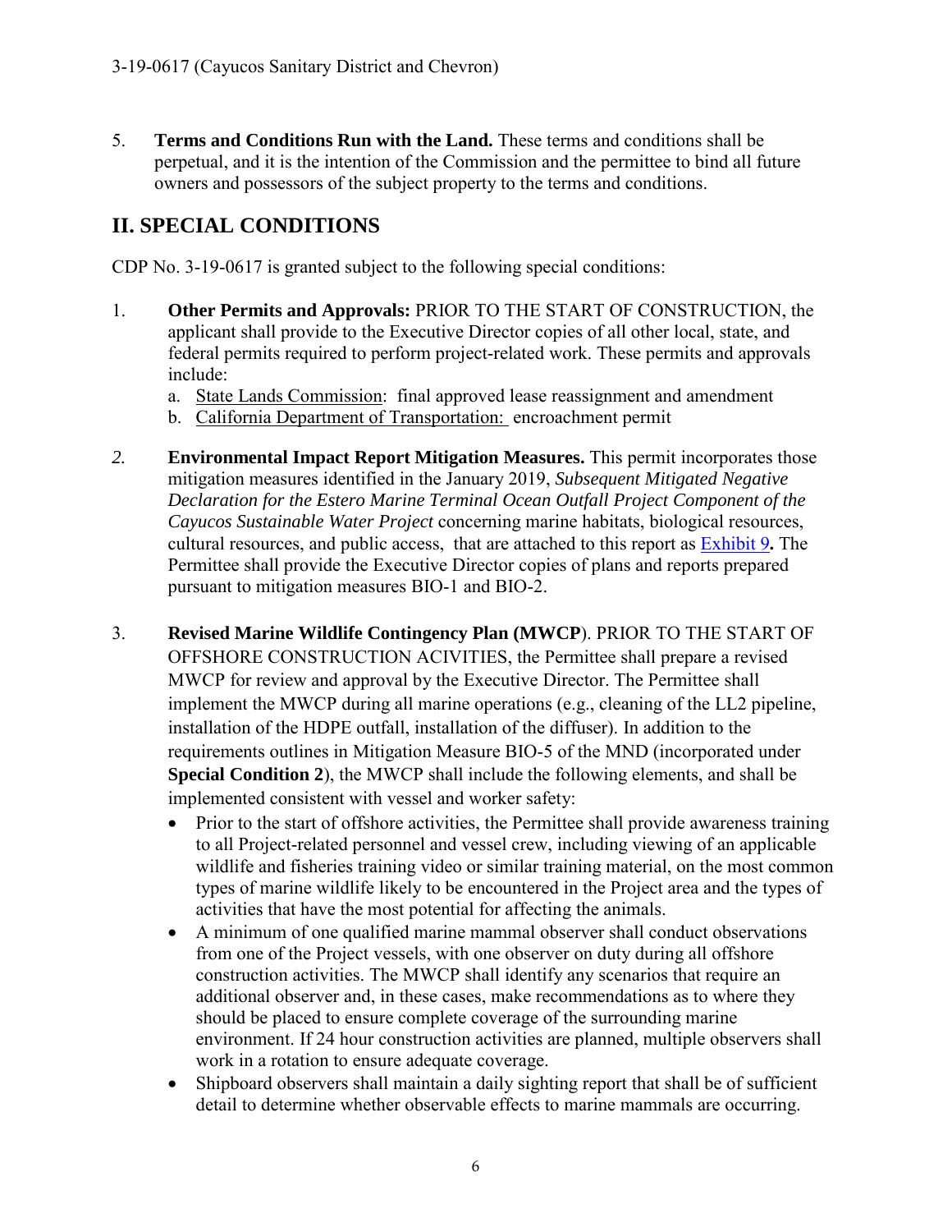5. **Terms and Conditions Run with the Land.** These terms and conditions shall be perpetual, and it is the intention of the Commission and the permittee to bind all future owners and possessors of the subject property to the terms and conditions.

## II. SPECIAL CONDITIONS

CDP No. 3-19-0617 is granted subject to the following special conditions:

1. **Other Permits and Approvals:** PRIOR TO THE START OF CONSTRUCTION, the applicant shall provide to the Executive Director copies of all other local, state, and federal permits required to perform project-related work. These permits and approvals include:
   a. State Lands Commission: final approved lease reassignment and amendment
   b. California Department of Transportation: encroachment permit

2. **Environmental Impact Report Mitigation Measures.** This permit incorporates those mitigation measures identified in the January 2019, *Subsequent Mitigated Negative Declaration for the Estero Marine Terminal Ocean Outfall Project Component of the Cayucos Sustainable Water Project* concerning marine habitats, biological resources, cultural resources, and public access, that are attached to this report as Exhibit 9**.** The Permittee shall provide the Executive Director copies of plans and reports prepared pursuant to mitigation measures BIO-1 and BIO-2.

3. **Revised Marine Wildlife Contingency Plan (MWCP**). PRIOR TO THE START OF OFFSHORE CONSTRUCTION ACIVITIES, the Permittee shall prepare a revised MWCP for review and approval by the Executive Director. The Permittee shall implement the MWCP during all marine operations (e.g., cleaning of the LL2 pipeline, installation of the HDPE outfall, installation of the diffuser). In addition to the requirements outlines in Mitigation Measure BIO-5 of the MND (incorporated under **Special Condition 2**), the MWCP shall include the following elements, and shall be implemented consistent with vessel and worker safety:
   - Prior to the start of offshore activities, the Permittee shall provide awareness training to all Project-related personnel and vessel crew, including viewing of an applicable wildlife and fisheries training video or similar training material, on the most common types of marine wildlife likely to be encountered in the Project area and the types of activities that have the most potential for affecting the animals.
   - A minimum of one qualified marine mammal observer shall conduct observations from one of the Project vessels, with one observer on duty during all offshore construction activities. The MWCP shall identify any scenarios that require an additional observer and, in these cases, make recommendations as to where they should be placed to ensure complete coverage of the surrounding marine environment. If 24 hour construction activities are planned, multiple observers shall work in a rotation to ensure adequate coverage.
   - Shipboard observers shall maintain a daily sighting report that shall be of sufficient detail to determine whether observable effects to marine mammals are occurring.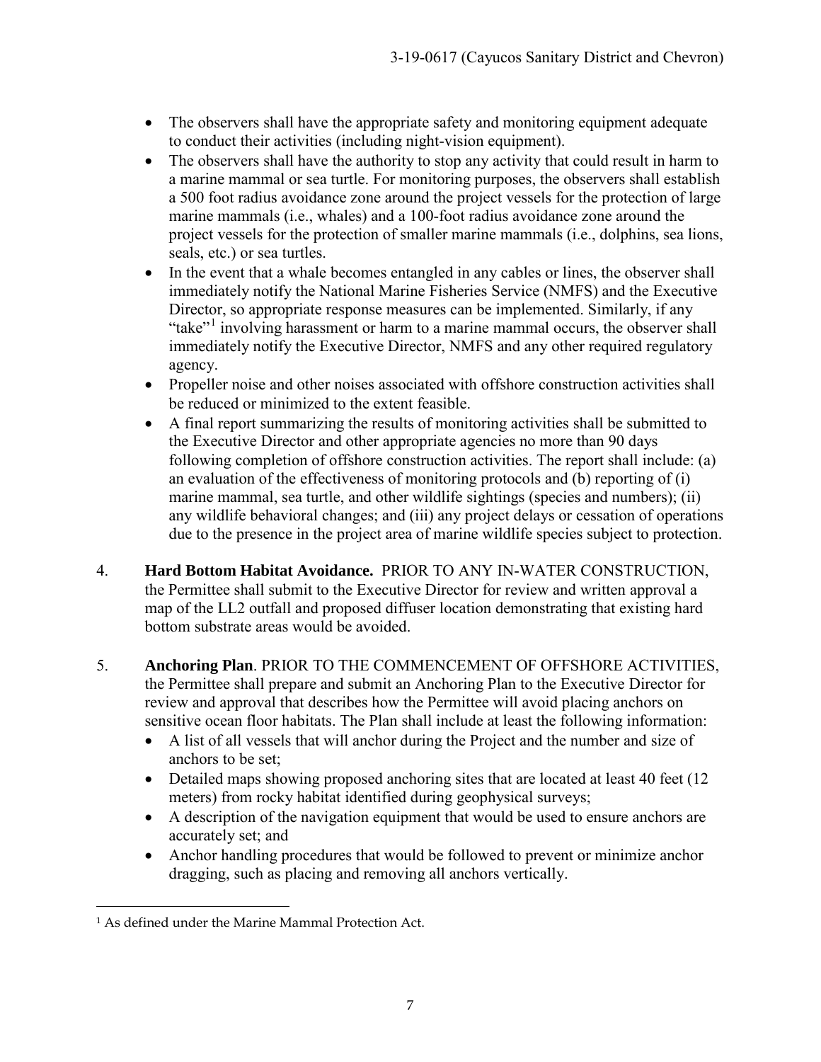- The observers shall have the appropriate safety and monitoring equipment adequate to conduct their activities (including night-vision equipment).
- The observers shall have the authority to stop any activity that could result in harm to a marine mammal or sea turtle. For monitoring purposes, the observers shall establish a 500 foot radius avoidance zone around the project vessels for the protection of large marine mammals (i.e., whales) and a 100-foot radius avoidance zone around the project vessels for the protection of smaller marine mammals (i.e., dolphins, sea lions, seals, etc.) or sea turtles.
- In the event that a whale becomes entangled in any cables or lines, the observer shall immediately notify the National Marine Fisheries Service (NMFS) and the Executive Director, so appropriate response measures can be implemented. Similarly, if any "take"[1] involving harassment or harm to a marine mammal occurs, the observer shall immediately notify the Executive Director, NMFS and any other required regulatory agency.
- Propeller noise and other noises associated with offshore construction activities shall be reduced or minimized to the extent feasible.
- A final report summarizing the results of monitoring activities shall be submitted to the Executive Director and other appropriate agencies no more than 90 days following completion of offshore construction activities. The report shall include: (a) an evaluation of the effectiveness of monitoring protocols and (b) reporting of (i) marine mammal, sea turtle, and other wildlife sightings (species and numbers); (ii) any wildlife behavioral changes; and (iii) any project delays or cessation of operations due to the presence in the project area of marine wildlife species subject to protection.

4. **Hard Bottom Habitat Avoidance.** PRIOR TO ANY IN-WATER CONSTRUCTION, the Permittee shall submit to the Executive Director for review and written approval a map of the LL2 outfall and proposed diffuser location demonstrating that existing hard bottom substrate areas would be avoided.

5. **Anchoring Plan**. PRIOR TO THE COMMENCEMENT OF OFFSHORE ACTIVITIES, the Permittee shall prepare and submit an Anchoring Plan to the Executive Director for review and approval that describes how the Permittee will avoid placing anchors on sensitive ocean floor habitats. The Plan shall include at least the following information:
   - A list of all vessels that will anchor during the Project and the number and size of anchors to be set;
   - Detailed maps showing proposed anchoring sites that are located at least 40 feet (12 meters) from rocky habitat identified during geophysical surveys;
   - A description of the navigation equipment that would be used to ensure anchors are accurately set; and
   - Anchor handling procedures that would be followed to prevent or minimize anchor dragging, such as placing and removing all anchors vertically.

[1] As defined under the Marine Mammal Protection Act.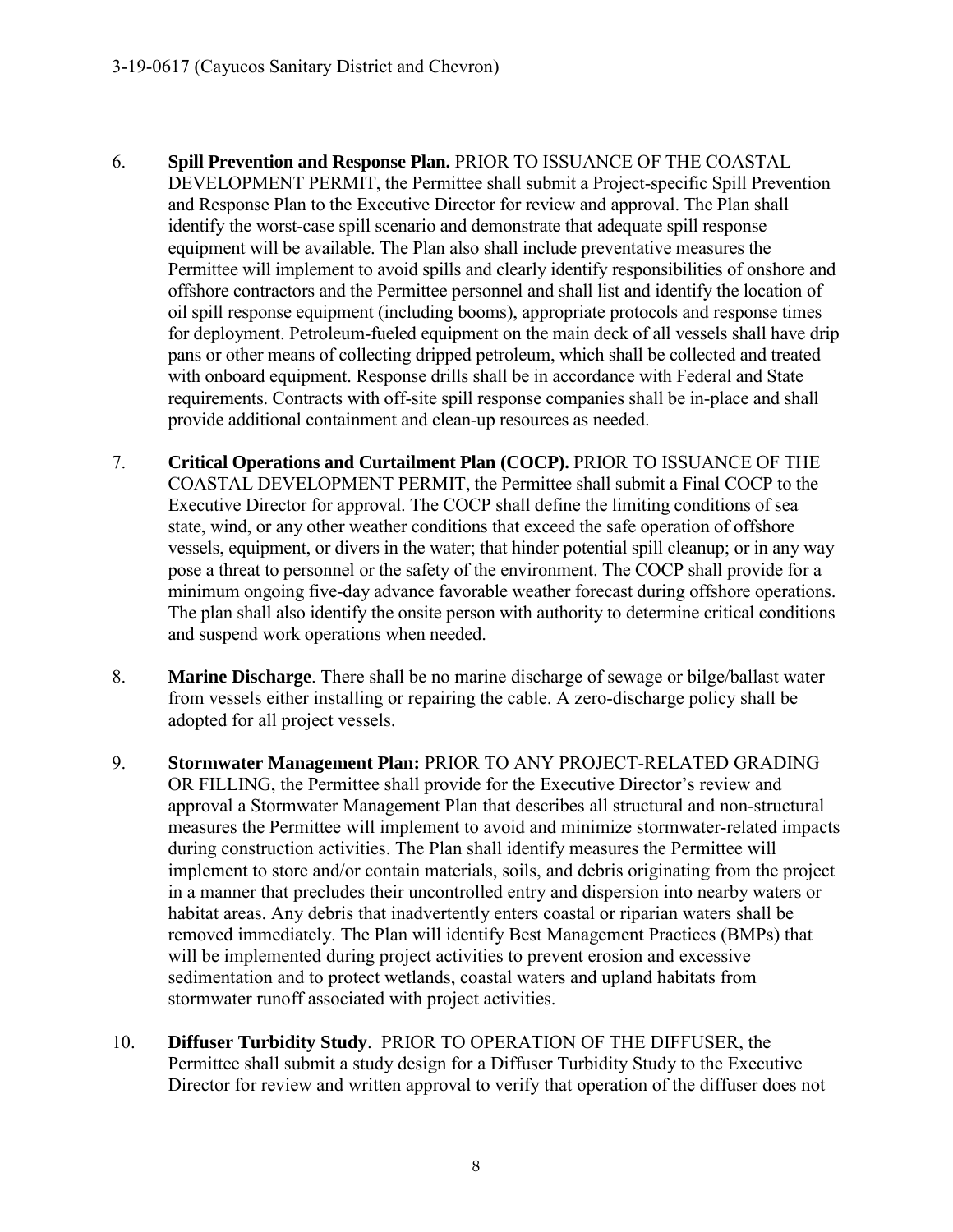6. **Spill Prevention and Response Plan.** PRIOR TO ISSUANCE OF THE COASTAL DEVELOPMENT PERMIT, the Permittee shall submit a Project-specific Spill Prevention and Response Plan to the Executive Director for review and approval. The Plan shall identify the worst-case spill scenario and demonstrate that adequate spill response equipment will be available. The Plan also shall include preventative measures the Permittee will implement to avoid spills and clearly identify responsibilities of onshore and offshore contractors and the Permittee personnel and shall list and identify the location of oil spill response equipment (including booms), appropriate protocols and response times for deployment. Petroleum-fueled equipment on the main deck of all vessels shall have drip pans or other means of collecting dripped petroleum, which shall be collected and treated with onboard equipment. Response drills shall be in accordance with Federal and State requirements. Contracts with off-site spill response companies shall be in-place and shall provide additional containment and clean-up resources as needed.

7. **Critical Operations and Curtailment Plan (COCP).** PRIOR TO ISSUANCE OF THE COASTAL DEVELOPMENT PERMIT, the Permittee shall submit a Final COCP to the Executive Director for approval. The COCP shall define the limiting conditions of sea state, wind, or any other weather conditions that exceed the safe operation of offshore vessels, equipment, or divers in the water; that hinder potential spill cleanup; or in any way pose a threat to personnel or the safety of the environment. The COCP shall provide for a minimum ongoing five-day advance favorable weather forecast during offshore operations. The plan shall also identify the onsite person with authority to determine critical conditions and suspend work operations when needed.

8. **Marine Discharge**. There shall be no marine discharge of sewage or bilge/ballast water from vessels either installing or repairing the cable. A zero-discharge policy shall be adopted for all project vessels.

9. **Stormwater Management Plan:** PRIOR TO ANY PROJECT-RELATED GRADING OR FILLING, the Permittee shall provide for the Executive Director's review and approval a Stormwater Management Plan that describes all structural and non-structural measures the Permittee will implement to avoid and minimize stormwater-related impacts during construction activities. The Plan shall identify measures the Permittee will implement to store and/or contain materials, soils, and debris originating from the project in a manner that precludes their uncontrolled entry and dispersion into nearby waters or habitat areas. Any debris that inadvertently enters coastal or riparian waters shall be removed immediately. The Plan will identify Best Management Practices (BMPs) that will be implemented during project activities to prevent erosion and excessive sedimentation and to protect wetlands, coastal waters and upland habitats from stormwater runoff associated with project activities.

10. **Diffuser Turbidity Study**. PRIOR TO OPERATION OF THE DIFFUSER, the Permittee shall submit a study design for a Diffuser Turbidity Study to the Executive Director for review and written approval to verify that operation of the diffuser does not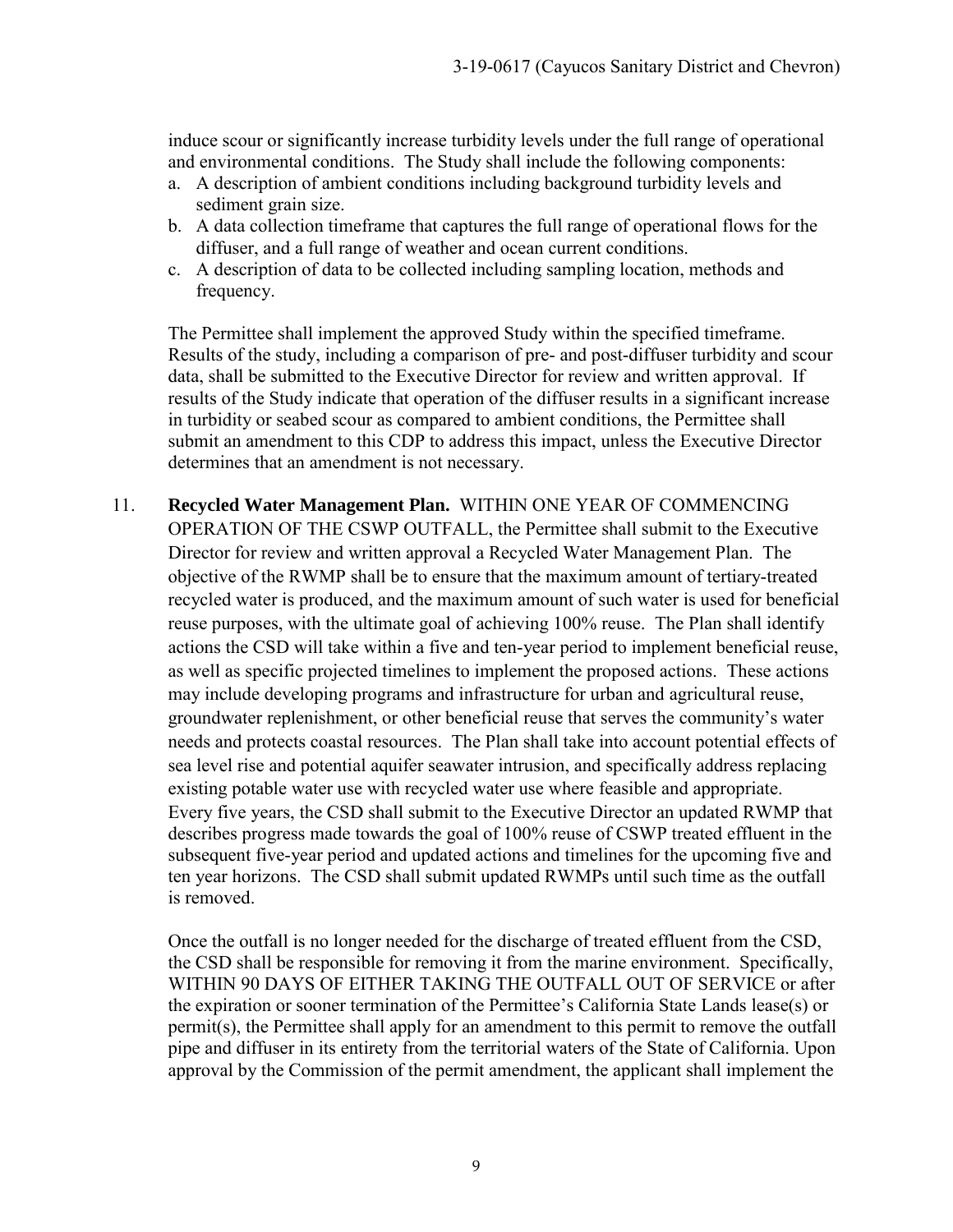induce scour or significantly increase turbidity levels under the full range of operational and environmental conditions. The Study shall include the following components:

a. A description of ambient conditions including background turbidity levels and sediment grain size.
b. A data collection timeframe that captures the full range of operational flows for the diffuser, and a full range of weather and ocean current conditions.
c. A description of data to be collected including sampling location, methods and frequency.

The Permittee shall implement the approved Study within the specified timeframe. Results of the study, including a comparison of pre- and post-diffuser turbidity and scour data, shall be submitted to the Executive Director for review and written approval. If results of the Study indicate that operation of the diffuser results in a significant increase in turbidity or seabed scour as compared to ambient conditions, the Permittee shall submit an amendment to this CDP to address this impact, unless the Executive Director determines that an amendment is not necessary.

11. **Recycled Water Management Plan.** WITHIN ONE YEAR OF COMMENCING OPERATION OF THE CSWP OUTFALL, the Permittee shall submit to the Executive Director for review and written approval a Recycled Water Management Plan. The objective of the RWMP shall be to ensure that the maximum amount of tertiary-treated recycled water is produced, and the maximum amount of such water is used for beneficial reuse purposes, with the ultimate goal of achieving 100% reuse. The Plan shall identify actions the CSD will take within a five and ten-year period to implement beneficial reuse, as well as specific projected timelines to implement the proposed actions. These actions may include developing programs and infrastructure for urban and agricultural reuse, groundwater replenishment, or other beneficial reuse that serves the community's water needs and protects coastal resources. The Plan shall take into account potential effects of sea level rise and potential aquifer seawater intrusion, and specifically address replacing existing potable water use with recycled water use where feasible and appropriate. Every five years, the CSD shall submit to the Executive Director an updated RWMP that describes progress made towards the goal of 100% reuse of CSWP treated effluent in the subsequent five-year period and updated actions and timelines for the upcoming five and ten year horizons. The CSD shall submit updated RWMPs until such time as the outfall is removed.

    Once the outfall is no longer needed for the discharge of treated effluent from the CSD, the CSD shall be responsible for removing it from the marine environment. Specifically, WITHIN 90 DAYS OF EITHER TAKING THE OUTFALL OUT OF SERVICE or after the expiration or sooner termination of the Permittee's California State Lands lease(s) or permit(s), the Permittee shall apply for an amendment to this permit to remove the outfall pipe and diffuser in its entirety from the territorial waters of the State of California. Upon approval by the Commission of the permit amendment, the applicant shall implement the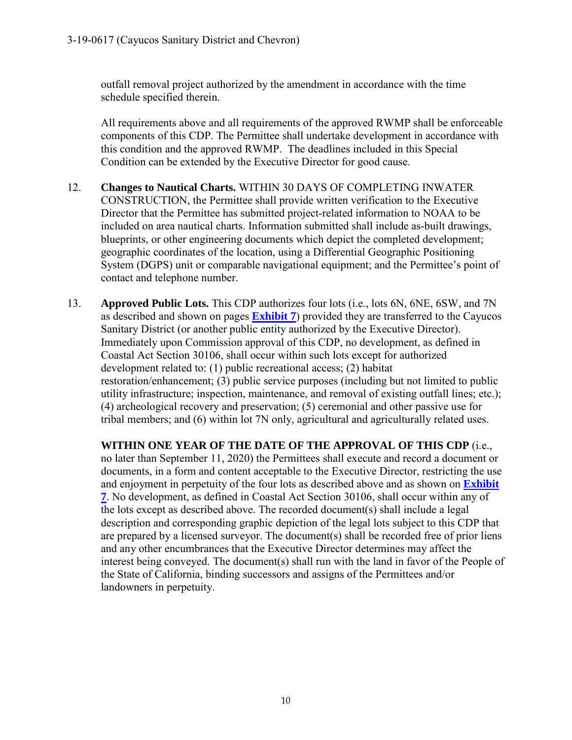outfall removal project authorized by the amendment in accordance with the time schedule specified therein.

All requirements above and all requirements of the approved RWMP shall be enforceable components of this CDP. The Permittee shall undertake development in accordance with this condition and the approved RWMP. The deadlines included in this Special Condition can be extended by the Executive Director for good cause.

12. **Changes to Nautical Charts.** WITHIN 30 DAYS OF COMPLETING INWATER CONSTRUCTION, the Permittee shall provide written verification to the Executive Director that the Permittee has submitted project-related information to NOAA to be included on area nautical charts. Information submitted shall include as-built drawings, blueprints, or other engineering documents which depict the completed development; geographic coordinates of the location, using a Differential Geographic Positioning System (DGPS) unit or comparable navigational equipment; and the Permittee's point of contact and telephone number.

13. **Approved Public Lots.** This CDP authorizes four lots (i.e., lots 6N, 6NE, 6SW, and 7N as described and shown on pages **Exhibit 7**) provided they are transferred to the Cayucos Sanitary District (or another public entity authorized by the Executive Director). Immediately upon Commission approval of this CDP, no development, as defined in Coastal Act Section 30106, shall occur within such lots except for authorized development related to: (1) public recreational access; (2) habitat restoration/enhancement; (3) public service purposes (including but not limited to public utility infrastructure; inspection, maintenance, and removal of existing outfall lines; etc.); (4) archeological recovery and preservation; (5) ceremonial and other passive use for tribal members; and (6) within lot 7N only, agricultural and agriculturally related uses.

    **WITHIN ONE YEAR OF THE DATE OF THE APPROVAL OF THIS CDP** (i.e., no later than September 11, 2020) the Permittees shall execute and record a document or documents, in a form and content acceptable to the Executive Director, restricting the use and enjoyment in perpetuity of the four lots as described above and as shown on **Exhibit 7**. No development, as defined in Coastal Act Section 30106, shall occur within any of the lots except as described above. The recorded document(s) shall include a legal description and corresponding graphic depiction of the legal lots subject to this CDP that are prepared by a licensed surveyor. The document(s) shall be recorded free of prior liens and any other encumbrances that the Executive Director determines may affect the interest being conveyed. The document(s) shall run with the land in favor of the People of the State of California, binding successors and assigns of the Permittees and/or landowners in perpetuity.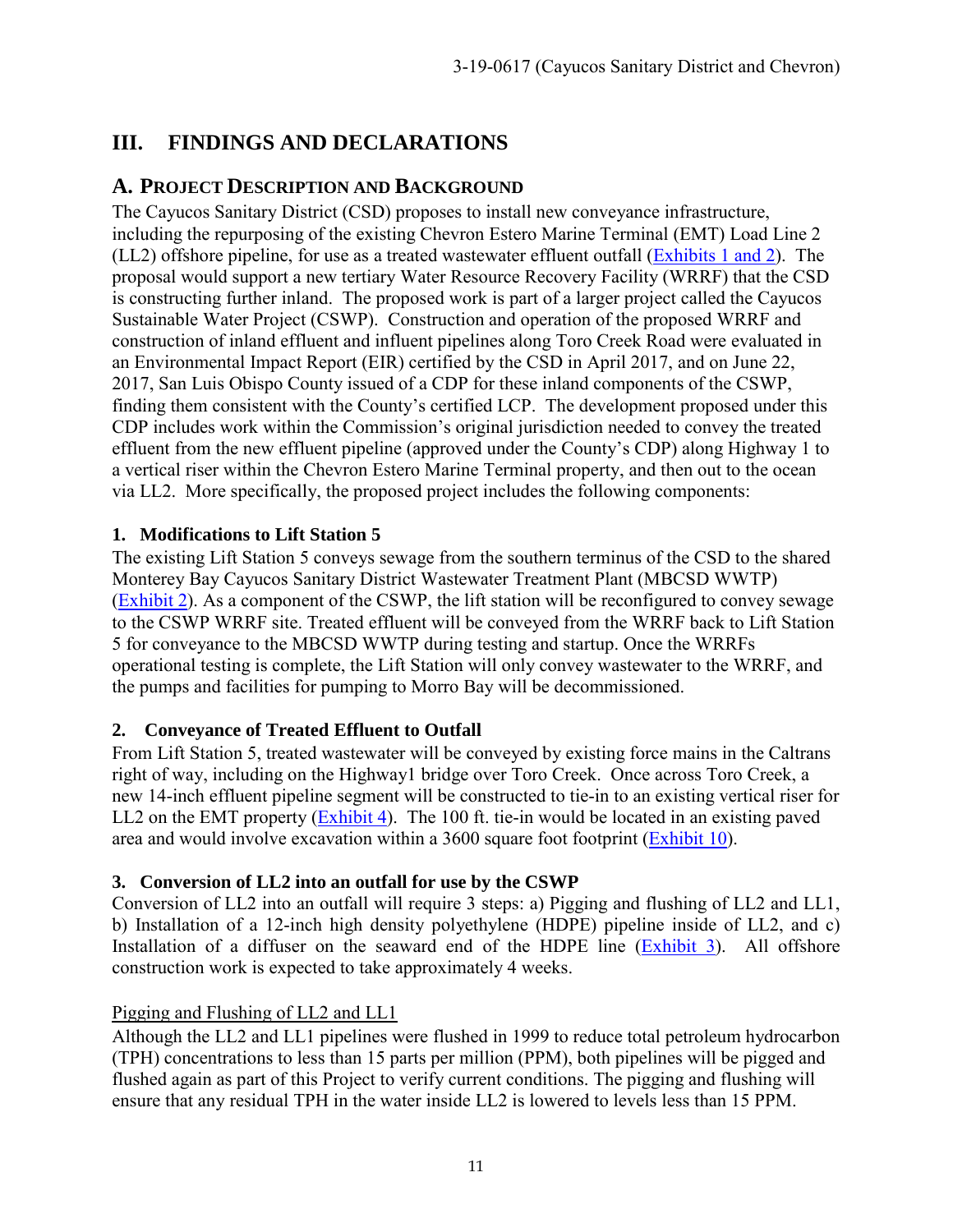# III. FINDINGS AND DECLARATIONS

## A. PROJECT DESCRIPTION AND BACKGROUND

The Cayucos Sanitary District (CSD) proposes to install new conveyance infrastructure, including the repurposing of the existing Chevron Estero Marine Terminal (EMT) Load Line 2 (LL2) offshore pipeline, for use as a treated wastewater effluent outfall (Exhibits 1 and 2). The proposal would support a new tertiary Water Resource Recovery Facility (WRRF) that the CSD is constructing further inland. The proposed work is part of a larger project called the Cayucos Sustainable Water Project (CSWP). Construction and operation of the proposed WRRF and construction of inland effluent and influent pipelines along Toro Creek Road were evaluated in an Environmental Impact Report (EIR) certified by the CSD in April 2017, and on June 22, 2017, San Luis Obispo County issued of a CDP for these inland components of the CSWP, finding them consistent with the County's certified LCP. The development proposed under this CDP includes work within the Commission's original jurisdiction needed to convey the treated effluent from the new effluent pipeline (approved under the County's CDP) along Highway 1 to a vertical riser within the Chevron Estero Marine Terminal property, and then out to the ocean via LL2. More specifically, the proposed project includes the following components:

### 1. Modifications to Lift Station 5

The existing Lift Station 5 conveys sewage from the southern terminus of the CSD to the shared Monterey Bay Cayucos Sanitary District Wastewater Treatment Plant (MBCSD WWTP) (Exhibit 2). As a component of the CSWP, the lift station will be reconfigured to convey sewage to the CSWP WRRF site. Treated effluent will be conveyed from the WRRF back to Lift Station 5 for conveyance to the MBCSD WWTP during testing and startup. Once the WRRFs operational testing is complete, the Lift Station will only convey wastewater to the WRRF, and the pumps and facilities for pumping to Morro Bay will be decommissioned.

### 2. Conveyance of Treated Effluent to Outfall

From Lift Station 5, treated wastewater will be conveyed by existing force mains in the Caltrans right of way, including on the Highway1 bridge over Toro Creek. Once across Toro Creek, a new 14-inch effluent pipeline segment will be constructed to tie-in to an existing vertical riser for LL2 on the EMT property (Exhibit 4). The 100 ft. tie-in would be located in an existing paved area and would involve excavation within a 3600 square foot footprint (Exhibit 10).

### 3. Conversion of LL2 into an outfall for use by the CSWP

Conversion of LL2 into an outfall will require 3 steps: a) Pigging and flushing of LL2 and LL1, b) Installation of a 12-inch high density polyethylene (HDPE) pipeline inside of LL2, and c) Installation of a diffuser on the seaward end of the HDPE line (Exhibit 3). All offshore construction work is expected to take approximately 4 weeks.

<u>Pigging and Flushing of LL2 and LL1</u>

Although the LL2 and LL1 pipelines were flushed in 1999 to reduce total petroleum hydrocarbon (TPH) concentrations to less than 15 parts per million (PPM), both pipelines will be pigged and flushed again as part of this Project to verify current conditions. The pigging and flushing will ensure that any residual TPH in the water inside LL2 is lowered to levels less than 15 PPM.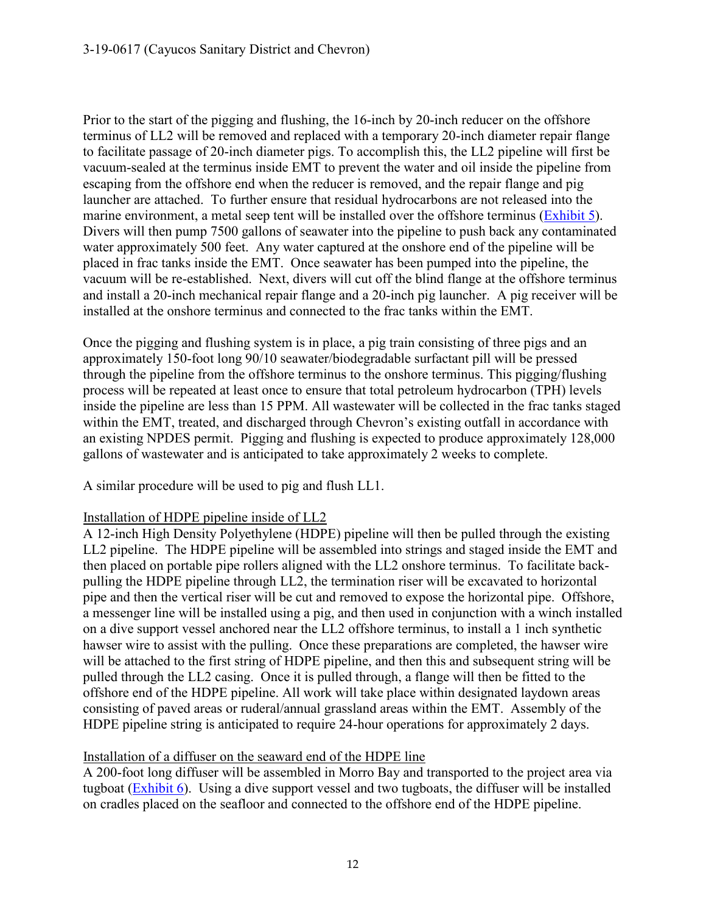Prior to the start of the pigging and flushing, the 16-inch by 20-inch reducer on the offshore terminus of LL2 will be removed and replaced with a temporary 20-inch diameter repair flange to facilitate passage of 20-inch diameter pigs. To accomplish this, the LL2 pipeline will first be vacuum-sealed at the terminus inside EMT to prevent the water and oil inside the pipeline from escaping from the offshore end when the reducer is removed, and the repair flange and pig launcher are attached. To further ensure that residual hydrocarbons are not released into the marine environment, a metal seep tent will be installed over the offshore terminus (Exhibit 5). Divers will then pump 7500 gallons of seawater into the pipeline to push back any contaminated water approximately 500 feet. Any water captured at the onshore end of the pipeline will be placed in frac tanks inside the EMT. Once seawater has been pumped into the pipeline, the vacuum will be re-established. Next, divers will cut off the blind flange at the offshore terminus and install a 20-inch mechanical repair flange and a 20-inch pig launcher. A pig receiver will be installed at the onshore terminus and connected to the frac tanks within the EMT.

Once the pigging and flushing system is in place, a pig train consisting of three pigs and an approximately 150-foot long 90/10 seawater/biodegradable surfactant pill will be pressed through the pipeline from the offshore terminus to the onshore terminus. This pigging/flushing process will be repeated at least once to ensure that total petroleum hydrocarbon (TPH) levels inside the pipeline are less than 15 PPM. All wastewater will be collected in the frac tanks staged within the EMT, treated, and discharged through Chevron's existing outfall in accordance with an existing NPDES permit. Pigging and flushing is expected to produce approximately 128,000 gallons of wastewater and is anticipated to take approximately 2 weeks to complete.

A similar procedure will be used to pig and flush LL1.

<u>Installation of HDPE pipeline inside of LL2</u>

A 12-inch High Density Polyethylene (HDPE) pipeline will then be pulled through the existing LL2 pipeline. The HDPE pipeline will be assembled into strings and staged inside the EMT and then placed on portable pipe rollers aligned with the LL2 onshore terminus. To facilitate back-pulling the HDPE pipeline through LL2, the termination riser will be excavated to horizontal pipe and then the vertical riser will be cut and removed to expose the horizontal pipe. Offshore, a messenger line will be installed using a pig, and then used in conjunction with a winch installed on a dive support vessel anchored near the LL2 offshore terminus, to install a 1 inch synthetic hawser wire to assist with the pulling. Once these preparations are completed, the hawser wire will be attached to the first string of HDPE pipeline, and then this and subsequent string will be pulled through the LL2 casing. Once it is pulled through, a flange will then be fitted to the offshore end of the HDPE pipeline. All work will take place within designated laydown areas consisting of paved areas or ruderal/annual grassland areas within the EMT. Assembly of the HDPE pipeline string is anticipated to require 24-hour operations for approximately 2 days.

<u>Installation of a diffuser on the seaward end of the HDPE line</u>

A 200-foot long diffuser will be assembled in Morro Bay and transported to the project area via tugboat (Exhibit 6). Using a dive support vessel and two tugboats, the diffuser will be installed on cradles placed on the seafloor and connected to the offshore end of the HDPE pipeline.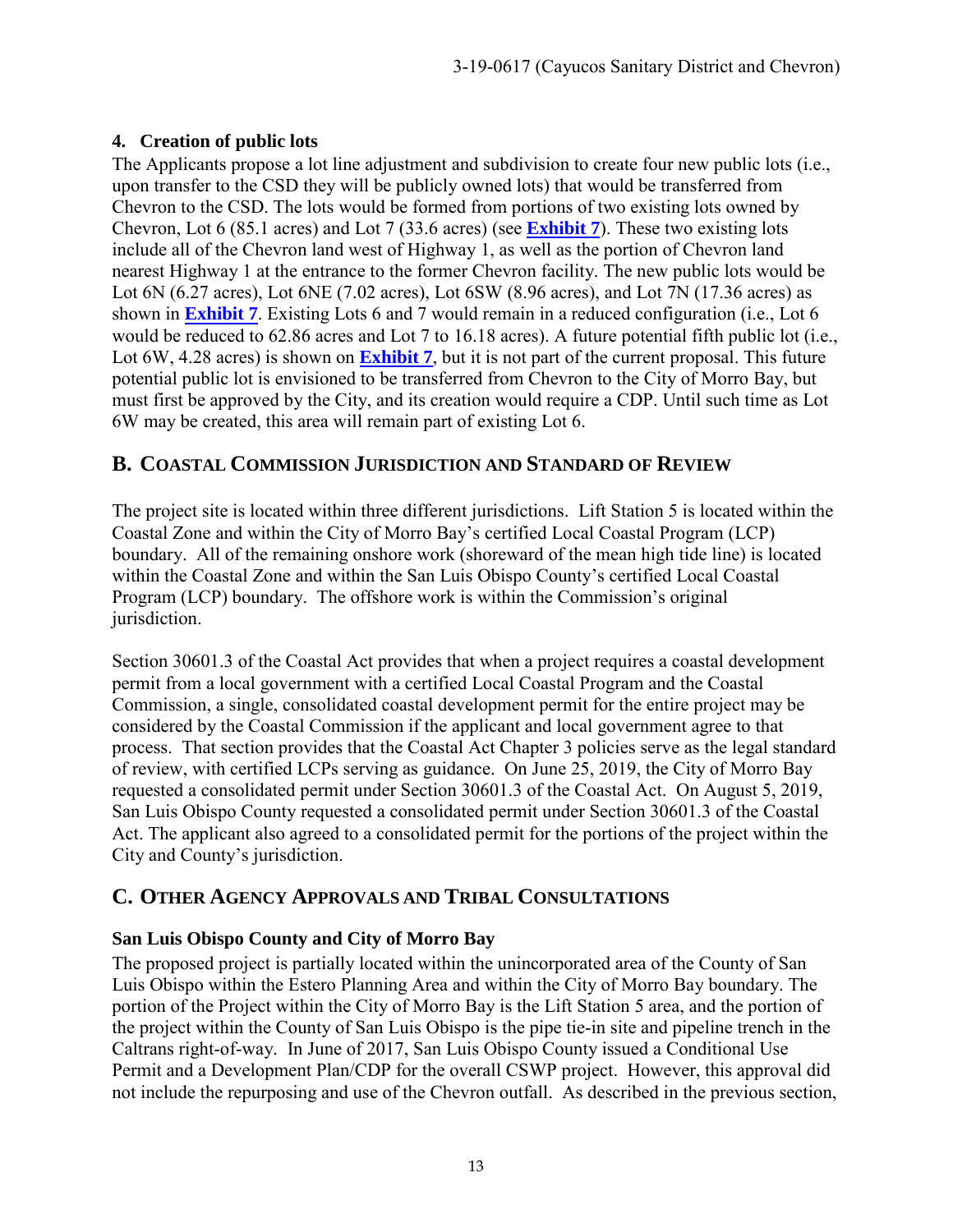### 4. Creation of public lots

The Applicants propose a lot line adjustment and subdivision to create four new public lots (i.e., upon transfer to the CSD they will be publicly owned lots) that would be transferred from Chevron to the CSD. The lots would be formed from portions of two existing lots owned by Chevron, Lot 6 (85.1 acres) and Lot 7 (33.6 acres) (see **Exhibit 7**). These two existing lots include all of the Chevron land west of Highway 1, as well as the portion of Chevron land nearest Highway 1 at the entrance to the former Chevron facility. The new public lots would be Lot 6N (6.27 acres), Lot 6NE (7.02 acres), Lot 6SW (8.96 acres), and Lot 7N (17.36 acres) as shown in **Exhibit 7**. Existing Lots 6 and 7 would remain in a reduced configuration (i.e., Lot 6 would be reduced to 62.86 acres and Lot 7 to 16.18 acres). A future potential fifth public lot (i.e., Lot 6W, 4.28 acres) is shown on **Exhibit 7**, but it is not part of the current proposal. This future potential public lot is envisioned to be transferred from Chevron to the City of Morro Bay, but must first be approved by the City, and its creation would require a CDP. Until such time as Lot 6W may be created, this area will remain part of existing Lot 6.

## B. Coastal Commission Jurisdiction and Standard of Review

The project site is located within three different jurisdictions. Lift Station 5 is located within the Coastal Zone and within the City of Morro Bay's certified Local Coastal Program (LCP) boundary. All of the remaining onshore work (shoreward of the mean high tide line) is located within the Coastal Zone and within the San Luis Obispo County's certified Local Coastal Program (LCP) boundary. The offshore work is within the Commission's original jurisdiction.

Section 30601.3 of the Coastal Act provides that when a project requires a coastal development permit from a local government with a certified Local Coastal Program and the Coastal Commission, a single, consolidated coastal development permit for the entire project may be considered by the Coastal Commission if the applicant and local government agree to that process. That section provides that the Coastal Act Chapter 3 policies serve as the legal standard of review, with certified LCPs serving as guidance. On June 25, 2019, the City of Morro Bay requested a consolidated permit under Section 30601.3 of the Coastal Act. On August 5, 2019, San Luis Obispo County requested a consolidated permit under Section 30601.3 of the Coastal Act. The applicant also agreed to a consolidated permit for the portions of the project within the City and County's jurisdiction.

## C. Other Agency Approvals and Tribal Consultations

### San Luis Obispo County and City of Morro Bay

The proposed project is partially located within the unincorporated area of the County of San Luis Obispo within the Estero Planning Area and within the City of Morro Bay boundary. The portion of the Project within the City of Morro Bay is the Lift Station 5 area, and the portion of the project within the County of San Luis Obispo is the pipe tie-in site and pipeline trench in the Caltrans right-of-way. In June of 2017, San Luis Obispo County issued a Conditional Use Permit and a Development Plan/CDP for the overall CSWP project. However, this approval did not include the repurposing and use of the Chevron outfall. As described in the previous section,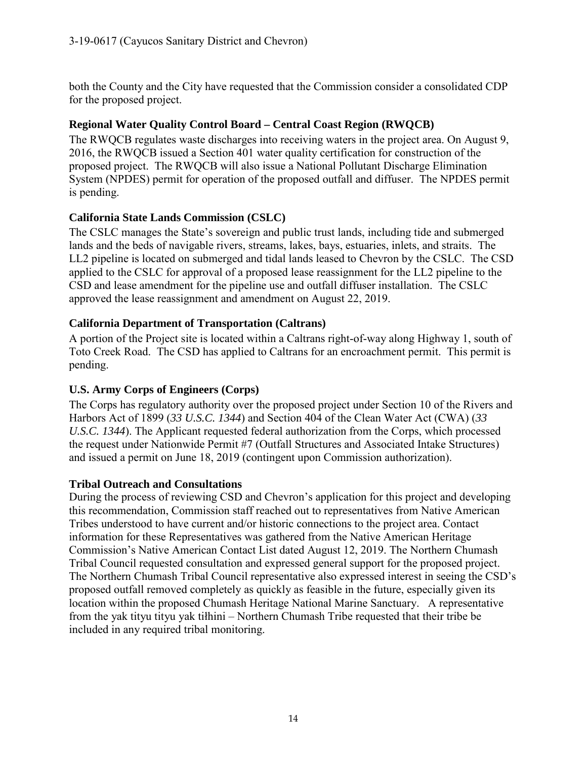both the County and the City have requested that the Commission consider a consolidated CDP for the proposed project.

**Regional Water Quality Control Board – Central Coast Region (RWQCB)**

The RWQCB regulates waste discharges into receiving waters in the project area. On August 9, 2016, the RWQCB issued a Section 401 water quality certification for construction of the proposed project. The RWQCB will also issue a National Pollutant Discharge Elimination System (NPDES) permit for operation of the proposed outfall and diffuser. The NPDES permit is pending.

**California State Lands Commission (CSLC)**

The CSLC manages the State's sovereign and public trust lands, including tide and submerged lands and the beds of navigable rivers, streams, lakes, bays, estuaries, inlets, and straits. The LL2 pipeline is located on submerged and tidal lands leased to Chevron by the CSLC. The CSD applied to the CSLC for approval of a proposed lease reassignment for the LL2 pipeline to the CSD and lease amendment for the pipeline use and outfall diffuser installation. The CSLC approved the lease reassignment and amendment on August 22, 2019.

**California Department of Transportation (Caltrans)**

A portion of the Project site is located within a Caltrans right-of-way along Highway 1, south of Toto Creek Road. The CSD has applied to Caltrans for an encroachment permit. This permit is pending.

**U.S. Army Corps of Engineers (Corps)**

The Corps has regulatory authority over the proposed project under Section 10 of the Rivers and Harbors Act of 1899 (*33 U.S.C. 1344*) and Section 404 of the Clean Water Act (CWA) (*33 U.S.C. 1344*). The Applicant requested federal authorization from the Corps, which processed the request under Nationwide Permit #7 (Outfall Structures and Associated Intake Structures) and issued a permit on June 18, 2019 (contingent upon Commission authorization).

**Tribal Outreach and Consultations**

During the process of reviewing CSD and Chevron's application for this project and developing this recommendation, Commission staff reached out to representatives from Native American Tribes understood to have current and/or historic connections to the project area. Contact information for these Representatives was gathered from the Native American Heritage Commission's Native American Contact List dated August 12, 2019. The Northern Chumash Tribal Council requested consultation and expressed general support for the proposed project. The Northern Chumash Tribal Council representative also expressed interest in seeing the CSD's proposed outfall removed completely as quickly as feasible in the future, especially given its location within the proposed Chumash Heritage National Marine Sanctuary. A representative from the yak tityu tityu yak tiłhini – Northern Chumash Tribe requested that their tribe be included in any required tribal monitoring.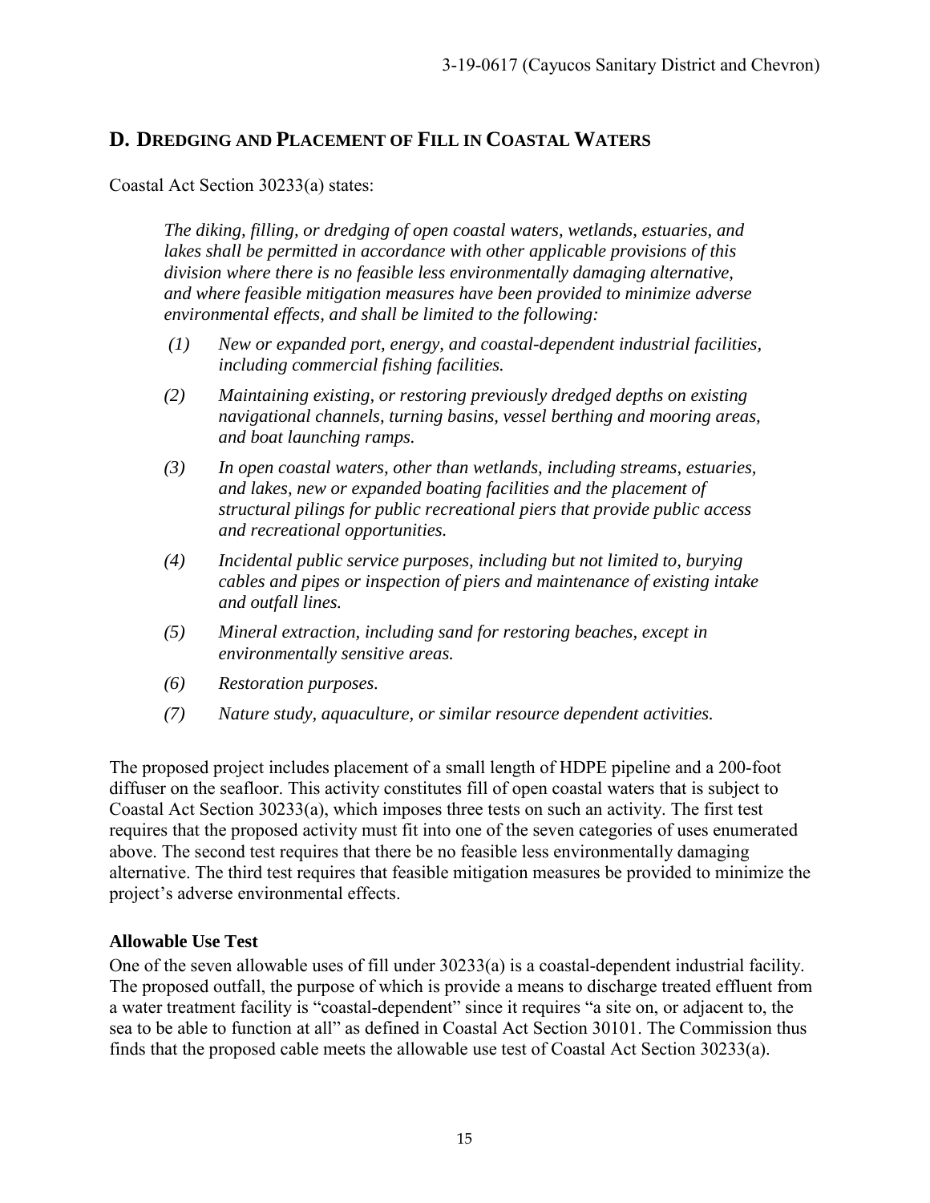## D. Dredging and Placement of Fill in Coastal Waters

Coastal Act Section 30233(a) states:

> *The diking, filling, or dredging of open coastal waters, wetlands, estuaries, and lakes shall be permitted in accordance with other applicable provisions of this division where there is no feasible less environmentally damaging alternative, and where feasible mitigation measures have been provided to minimize adverse environmental effects, and shall be limited to the following:*
>
> *(1) New or expanded port, energy, and coastal-dependent industrial facilities, including commercial fishing facilities.*
>
> *(2) Maintaining existing, or restoring previously dredged depths on existing navigational channels, turning basins, vessel berthing and mooring areas, and boat launching ramps.*
>
> *(3) In open coastal waters, other than wetlands, including streams, estuaries, and lakes, new or expanded boating facilities and the placement of structural pilings for public recreational piers that provide public access and recreational opportunities.*
>
> *(4) Incidental public service purposes, including but not limited to, burying cables and pipes or inspection of piers and maintenance of existing intake and outfall lines.*
>
> *(5) Mineral extraction, including sand for restoring beaches, except in environmentally sensitive areas.*
>
> *(6) Restoration purposes.*
>
> *(7) Nature study, aquaculture, or similar resource dependent activities.*

The proposed project includes placement of a small length of HDPE pipeline and a 200-foot diffuser on the seafloor. This activity constitutes fill of open coastal waters that is subject to Coastal Act Section 30233(a), which imposes three tests on such an activity. The first test requires that the proposed activity must fit into one of the seven categories of uses enumerated above. The second test requires that there be no feasible less environmentally damaging alternative. The third test requires that feasible mitigation measures be provided to minimize the project's adverse environmental effects.

**Allowable Use Test**

One of the seven allowable uses of fill under 30233(a) is a coastal-dependent industrial facility. The proposed outfall, the purpose of which is provide a means to discharge treated effluent from a water treatment facility is "coastal-dependent" since it requires "a site on, or adjacent to, the sea to be able to function at all" as defined in Coastal Act Section 30101. The Commission thus finds that the proposed cable meets the allowable use test of Coastal Act Section 30233(a).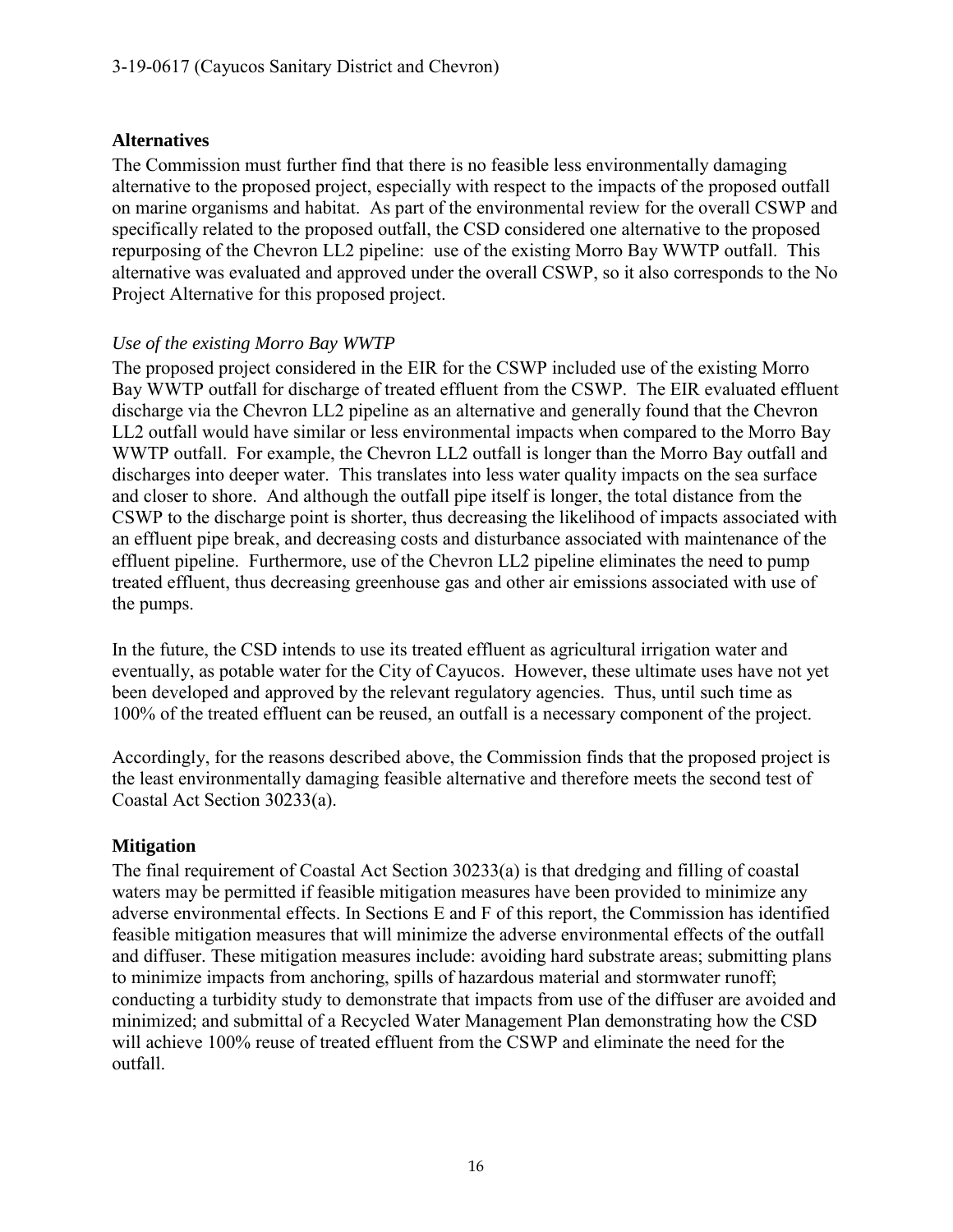## Alternatives

The Commission must further find that there is no feasible less environmentally damaging alternative to the proposed project, especially with respect to the impacts of the proposed outfall on marine organisms and habitat. As part of the environmental review for the overall CSWP and specifically related to the proposed outfall, the CSD considered one alternative to the proposed repurposing of the Chevron LL2 pipeline: use of the existing Morro Bay WWTP outfall. This alternative was evaluated and approved under the overall CSWP, so it also corresponds to the No Project Alternative for this proposed project.

### *Use of the existing Morro Bay WWTP*

The proposed project considered in the EIR for the CSWP included use of the existing Morro Bay WWTP outfall for discharge of treated effluent from the CSWP. The EIR evaluated effluent discharge via the Chevron LL2 pipeline as an alternative and generally found that the Chevron LL2 outfall would have similar or less environmental impacts when compared to the Morro Bay WWTP outfall. For example, the Chevron LL2 outfall is longer than the Morro Bay outfall and discharges into deeper water. This translates into less water quality impacts on the sea surface and closer to shore. And although the outfall pipe itself is longer, the total distance from the CSWP to the discharge point is shorter, thus decreasing the likelihood of impacts associated with an effluent pipe break, and decreasing costs and disturbance associated with maintenance of the effluent pipeline. Furthermore, use of the Chevron LL2 pipeline eliminates the need to pump treated effluent, thus decreasing greenhouse gas and other air emissions associated with use of the pumps.

In the future, the CSD intends to use its treated effluent as agricultural irrigation water and eventually, as potable water for the City of Cayucos. However, these ultimate uses have not yet been developed and approved by the relevant regulatory agencies. Thus, until such time as 100% of the treated effluent can be reused, an outfall is a necessary component of the project.

Accordingly, for the reasons described above, the Commission finds that the proposed project is the least environmentally damaging feasible alternative and therefore meets the second test of Coastal Act Section 30233(a).

## Mitigation

The final requirement of Coastal Act Section 30233(a) is that dredging and filling of coastal waters may be permitted if feasible mitigation measures have been provided to minimize any adverse environmental effects. In Sections E and F of this report, the Commission has identified feasible mitigation measures that will minimize the adverse environmental effects of the outfall and diffuser. These mitigation measures include: avoiding hard substrate areas; submitting plans to minimize impacts from anchoring, spills of hazardous material and stormwater runoff; conducting a turbidity study to demonstrate that impacts from use of the diffuser are avoided and minimized; and submittal of a Recycled Water Management Plan demonstrating how the CSD will achieve 100% reuse of treated effluent from the CSWP and eliminate the need for the outfall.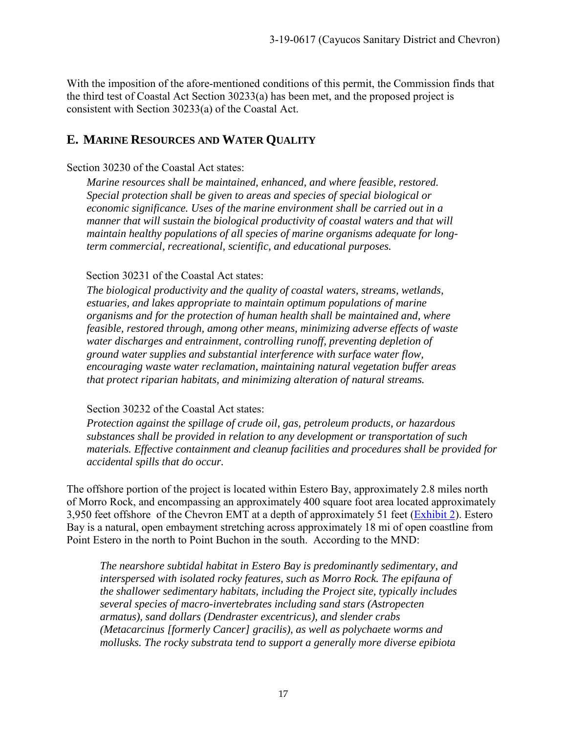With the imposition of the afore-mentioned conditions of this permit, the Commission finds that the third test of Coastal Act Section 30233(a) has been met, and the proposed project is consistent with Section 30233(a) of the Coastal Act.

## E. MARINE RESOURCES AND WATER QUALITY

Section 30230 of the Coastal Act states:

> *Marine resources shall be maintained, enhanced, and where feasible, restored. Special protection shall be given to areas and species of special biological or economic significance. Uses of the marine environment shall be carried out in a manner that will sustain the biological productivity of coastal waters and that will maintain healthy populations of all species of marine organisms adequate for long-term commercial, recreational, scientific, and educational purposes.*

Section 30231 of the Coastal Act states:

> *The biological productivity and the quality of coastal waters, streams, wetlands, estuaries, and lakes appropriate to maintain optimum populations of marine organisms and for the protection of human health shall be maintained and, where feasible, restored through, among other means, minimizing adverse effects of waste water discharges and entrainment, controlling runoff, preventing depletion of ground water supplies and substantial interference with surface water flow, encouraging waste water reclamation, maintaining natural vegetation buffer areas that protect riparian habitats, and minimizing alteration of natural streams.*

Section 30232 of the Coastal Act states:

> *Protection against the spillage of crude oil, gas, petroleum products, or hazardous substances shall be provided in relation to any development or transportation of such materials. Effective containment and cleanup facilities and procedures shall be provided for accidental spills that do occur.*

The offshore portion of the project is located within Estero Bay, approximately 2.8 miles north of Morro Rock, and encompassing an approximately 400 square foot area located approximately 3,950 feet offshore of the Chevron EMT at a depth of approximately 51 feet (Exhibit 2). Estero Bay is a natural, open embayment stretching across approximately 18 mi of open coastline from Point Estero in the north to Point Buchon in the south. According to the MND:

> *The nearshore subtidal habitat in Estero Bay is predominantly sedimentary, and interspersed with isolated rocky features, such as Morro Rock. The epifauna of the shallower sedimentary habitats, including the Project site, typically includes several species of macro-invertebrates including sand stars (Astropecten armatus), sand dollars (Dendraster excentricus), and slender crabs (Metacarcinus [formerly Cancer] gracilis), as well as polychaete worms and mollusks. The rocky substrata tend to support a generally more diverse epibiota*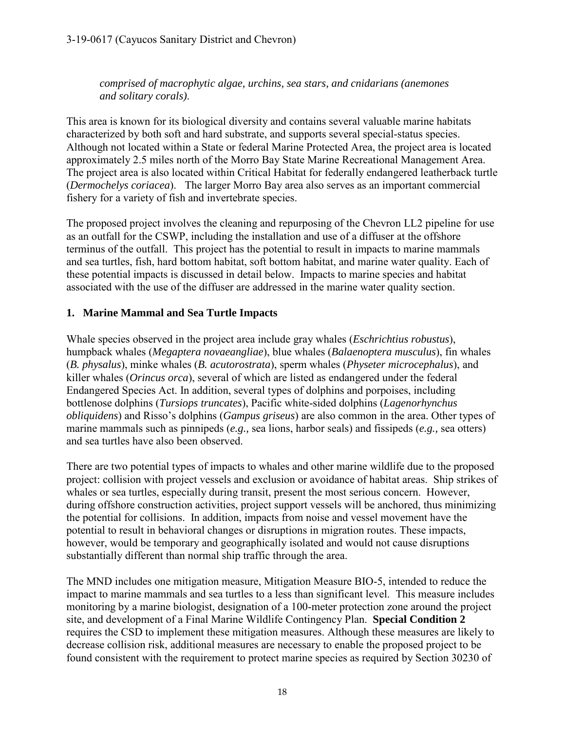*comprised of macrophytic algae, urchins, sea stars, and cnidarians (anemones and solitary corals).*

This area is known for its biological diversity and contains several valuable marine habitats characterized by both soft and hard substrate, and supports several special-status species. Although not located within a State or federal Marine Protected Area, the project area is located approximately 2.5 miles north of the Morro Bay State Marine Recreational Management Area. The project area is also located within Critical Habitat for federally endangered leatherback turtle (*Dermochelys coriacea*). The larger Morro Bay area also serves as an important commercial fishery for a variety of fish and invertebrate species.

The proposed project involves the cleaning and repurposing of the Chevron LL2 pipeline for use as an outfall for the CSWP, including the installation and use of a diffuser at the offshore terminus of the outfall. This project has the potential to result in impacts to marine mammals and sea turtles, fish, hard bottom habitat, soft bottom habitat, and marine water quality. Each of these potential impacts is discussed in detail below. Impacts to marine species and habitat associated with the use of the diffuser are addressed in the marine water quality section.

**1. Marine Mammal and Sea Turtle Impacts**

Whale species observed in the project area include gray whales (*Eschrichtius robustus*), humpback whales (*Megaptera novaeangliae*), blue whales (*Balaenoptera musculus*), fin whales (*B. physalus*), minke whales (*B. acutorostrata*), sperm whales (*Physeter microcephalus*), and killer whales (*Orincus orca*), several of which are listed as endangered under the federal Endangered Species Act. In addition, several types of dolphins and porpoises, including bottlenose dolphins (*Tursiops truncates*), Pacific white-sided dolphins (*Lagenorhynchus obliquidens*) and Risso's dolphins (*Gampus griseus*) are also common in the area. Other types of marine mammals such as pinnipeds (*e.g.,* sea lions, harbor seals) and fissipeds (*e.g.,* sea otters) and sea turtles have also been observed.

There are two potential types of impacts to whales and other marine wildlife due to the proposed project: collision with project vessels and exclusion or avoidance of habitat areas. Ship strikes of whales or sea turtles, especially during transit, present the most serious concern. However, during offshore construction activities, project support vessels will be anchored, thus minimizing the potential for collisions. In addition, impacts from noise and vessel movement have the potential to result in behavioral changes or disruptions in migration routes. These impacts, however, would be temporary and geographically isolated and would not cause disruptions substantially different than normal ship traffic through the area.

The MND includes one mitigation measure, Mitigation Measure BIO-5, intended to reduce the impact to marine mammals and sea turtles to a less than significant level. This measure includes monitoring by a marine biologist, designation of a 100-meter protection zone around the project site, and development of a Final Marine Wildlife Contingency Plan. **Special Condition 2** requires the CSD to implement these mitigation measures. Although these measures are likely to decrease collision risk, additional measures are necessary to enable the proposed project to be found consistent with the requirement to protect marine species as required by Section 30230 of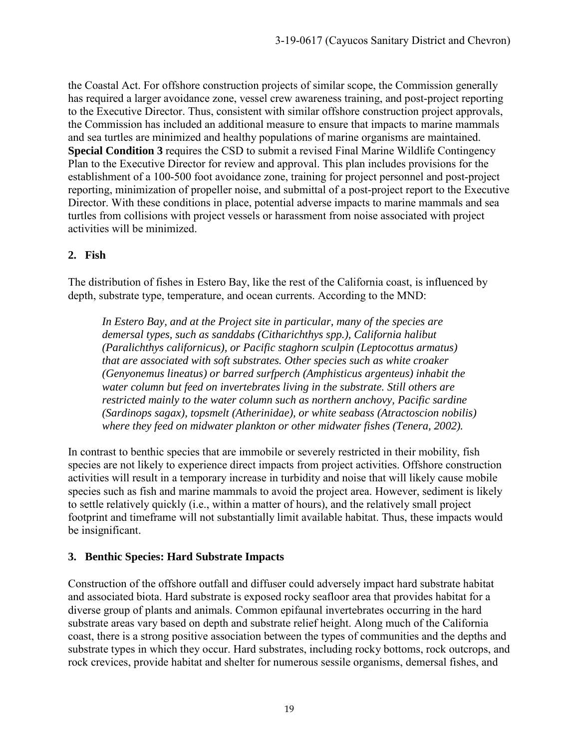the Coastal Act. For offshore construction projects of similar scope, the Commission generally has required a larger avoidance zone, vessel crew awareness training, and post-project reporting to the Executive Director. Thus, consistent with similar offshore construction project approvals, the Commission has included an additional measure to ensure that impacts to marine mammals and sea turtles are minimized and healthy populations of marine organisms are maintained. **Special Condition 3** requires the CSD to submit a revised Final Marine Wildlife Contingency Plan to the Executive Director for review and approval. This plan includes provisions for the establishment of a 100-500 foot avoidance zone, training for project personnel and post-project reporting, minimization of propeller noise, and submittal of a post-project report to the Executive Director. With these conditions in place, potential adverse impacts to marine mammals and sea turtles from collisions with project vessels or harassment from noise associated with project activities will be minimized.

### 2. Fish

The distribution of fishes in Estero Bay, like the rest of the California coast, is influenced by depth, substrate type, temperature, and ocean currents. According to the MND:

> *In Estero Bay, and at the Project site in particular, many of the species are demersal types, such as sanddabs (Citharichthys spp.), California halibut (Paralichthys californicus), or Pacific staghorn sculpin (Leptocottus armatus) that are associated with soft substrates. Other species such as white croaker (Genyonemus lineatus) or barred surfperch (Amphisticus argenteus) inhabit the water column but feed on invertebrates living in the substrate. Still others are restricted mainly to the water column such as northern anchovy, Pacific sardine (Sardinops sagax), topsmelt (Atherinidae), or white seabass (Atractoscion nobilis) where they feed on midwater plankton or other midwater fishes (Tenera, 2002).*

In contrast to benthic species that are immobile or severely restricted in their mobility, fish species are not likely to experience direct impacts from project activities. Offshore construction activities will result in a temporary increase in turbidity and noise that will likely cause mobile species such as fish and marine mammals to avoid the project area. However, sediment is likely to settle relatively quickly (i.e., within a matter of hours), and the relatively small project footprint and timeframe will not substantially limit available habitat. Thus, these impacts would be insignificant.

### 3. Benthic Species: Hard Substrate Impacts

Construction of the offshore outfall and diffuser could adversely impact hard substrate habitat and associated biota. Hard substrate is exposed rocky seafloor area that provides habitat for a diverse group of plants and animals. Common epifaunal invertebrates occurring in the hard substrate areas vary based on depth and substrate relief height. Along much of the California coast, there is a strong positive association between the types of communities and the depths and substrate types in which they occur. Hard substrates, including rocky bottoms, rock outcrops, and rock crevices, provide habitat and shelter for numerous sessile organisms, demersal fishes, and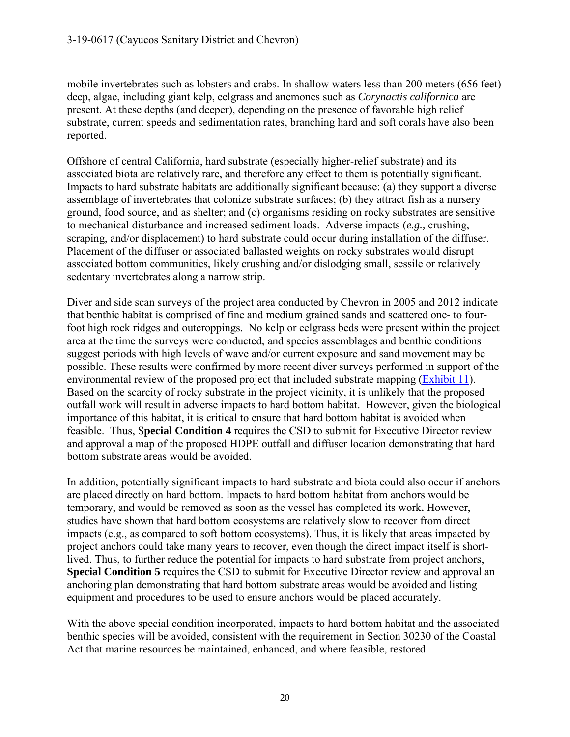mobile invertebrates such as lobsters and crabs. In shallow waters less than 200 meters (656 feet) deep, algae, including giant kelp, eelgrass and anemones such as *Corynactis californica* are present. At these depths (and deeper), depending on the presence of favorable high relief substrate, current speeds and sedimentation rates, branching hard and soft corals have also been reported.

Offshore of central California, hard substrate (especially higher-relief substrate) and its associated biota are relatively rare, and therefore any effect to them is potentially significant. Impacts to hard substrate habitats are additionally significant because: (a) they support a diverse assemblage of invertebrates that colonize substrate surfaces; (b) they attract fish as a nursery ground, food source, and as shelter; and (c) organisms residing on rocky substrates are sensitive to mechanical disturbance and increased sediment loads. Adverse impacts (*e.g.,* crushing, scraping, and/or displacement) to hard substrate could occur during installation of the diffuser. Placement of the diffuser or associated ballasted weights on rocky substrates would disrupt associated bottom communities, likely crushing and/or dislodging small, sessile or relatively sedentary invertebrates along a narrow strip.

Diver and side scan surveys of the project area conducted by Chevron in 2005 and 2012 indicate that benthic habitat is comprised of fine and medium grained sands and scattered one- to four-foot high rock ridges and outcroppings. No kelp or eelgrass beds were present within the project area at the time the surveys were conducted, and species assemblages and benthic conditions suggest periods with high levels of wave and/or current exposure and sand movement may be possible. These results were confirmed by more recent diver surveys performed in support of the environmental review of the proposed project that included substrate mapping (Exhibit 11). Based on the scarcity of rocky substrate in the project vicinity, it is unlikely that the proposed outfall work will result in adverse impacts to hard bottom habitat. However, given the biological importance of this habitat, it is critical to ensure that hard bottom habitat is avoided when feasible. Thus, S**pecial Condition 4** requires the CSD to submit for Executive Director review and approval a map of the proposed HDPE outfall and diffuser location demonstrating that hard bottom substrate areas would be avoided.

In addition, potentially significant impacts to hard substrate and biota could also occur if anchors are placed directly on hard bottom. Impacts to hard bottom habitat from anchors would be temporary, and would be removed as soon as the vessel has completed its work**.** However, studies have shown that hard bottom ecosystems are relatively slow to recover from direct impacts (e.g., as compared to soft bottom ecosystems). Thus, it is likely that areas impacted by project anchors could take many years to recover, even though the direct impact itself is short-lived. Thus, to further reduce the potential for impacts to hard substrate from project anchors, **Special Condition 5** requires the CSD to submit for Executive Director review and approval an anchoring plan demonstrating that hard bottom substrate areas would be avoided and listing equipment and procedures to be used to ensure anchors would be placed accurately.

With the above special condition incorporated, impacts to hard bottom habitat and the associated benthic species will be avoided, consistent with the requirement in Section 30230 of the Coastal Act that marine resources be maintained, enhanced, and where feasible, restored.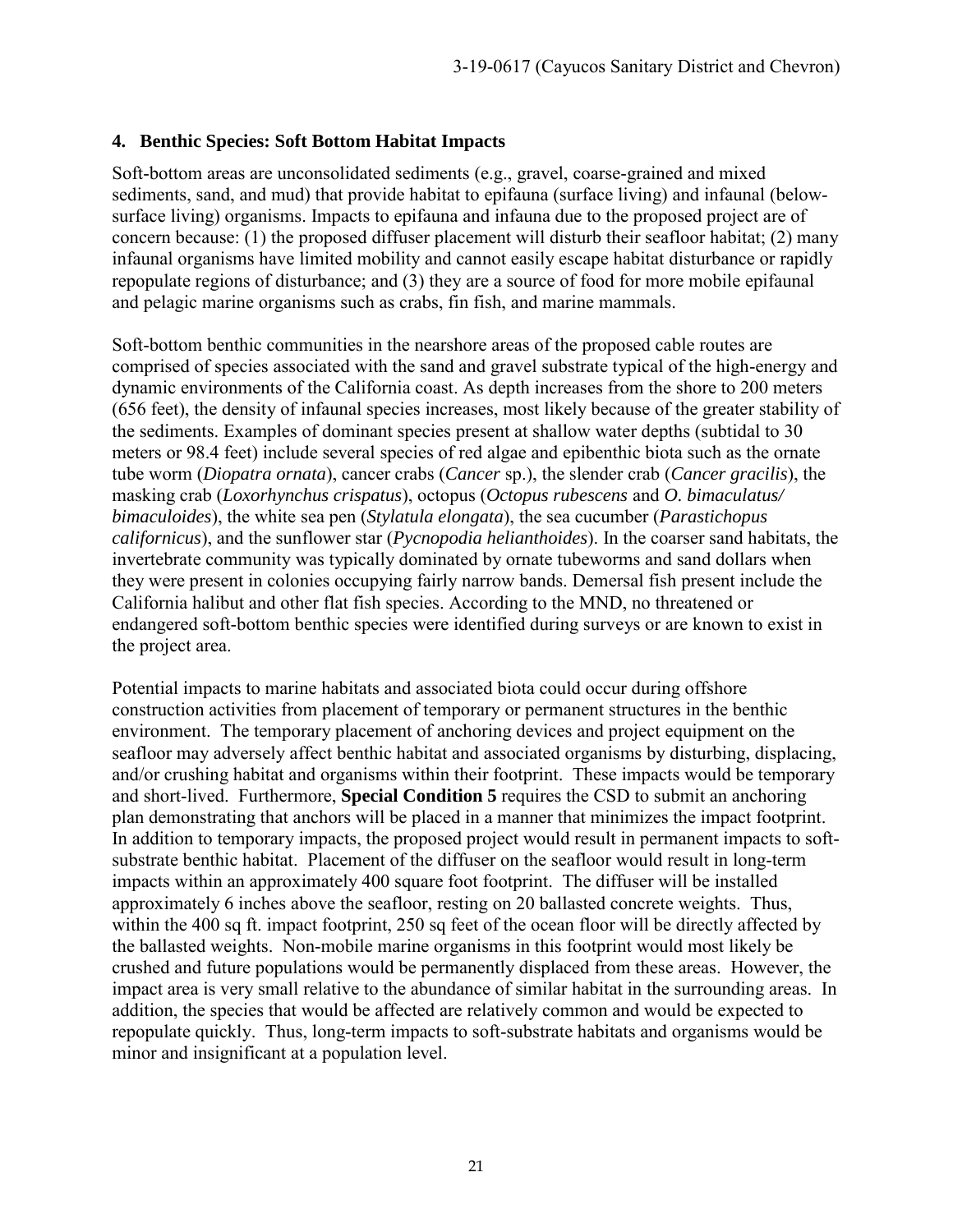### 4. Benthic Species: Soft Bottom Habitat Impacts

Soft-bottom areas are unconsolidated sediments (e.g., gravel, coarse-grained and mixed sediments, sand, and mud) that provide habitat to epifauna (surface living) and infaunal (below-surface living) organisms. Impacts to epifauna and infauna due to the proposed project are of concern because: (1) the proposed diffuser placement will disturb their seafloor habitat; (2) many infaunal organisms have limited mobility and cannot easily escape habitat disturbance or rapidly repopulate regions of disturbance; and (3) they are a source of food for more mobile epifaunal and pelagic marine organisms such as crabs, fin fish, and marine mammals.

Soft-bottom benthic communities in the nearshore areas of the proposed cable routes are comprised of species associated with the sand and gravel substrate typical of the high-energy and dynamic environments of the California coast. As depth increases from the shore to 200 meters (656 feet), the density of infaunal species increases, most likely because of the greater stability of the sediments. Examples of dominant species present at shallow water depths (subtidal to 30 meters or 98.4 feet) include several species of red algae and epibenthic biota such as the ornate tube worm (*Diopatra ornata*), cancer crabs (*Cancer* sp.), the slender crab (*Cancer gracilis*), the masking crab (*Loxorhynchus crispatus*), octopus (*Octopus rubescens* and *O. bimaculatus/ bimaculoides*), the white sea pen (*Stylatula elongata*), the sea cucumber (*Parastichopus californicus*), and the sunflower star (*Pycnopodia helianthoides*). In the coarser sand habitats, the invertebrate community was typically dominated by ornate tubeworms and sand dollars when they were present in colonies occupying fairly narrow bands. Demersal fish present include the California halibut and other flat fish species. According to the MND, no threatened or endangered soft-bottom benthic species were identified during surveys or are known to exist in the project area.

Potential impacts to marine habitats and associated biota could occur during offshore construction activities from placement of temporary or permanent structures in the benthic environment. The temporary placement of anchoring devices and project equipment on the seafloor may adversely affect benthic habitat and associated organisms by disturbing, displacing, and/or crushing habitat and organisms within their footprint. These impacts would be temporary and short-lived. Furthermore, **Special Condition 5** requires the CSD to submit an anchoring plan demonstrating that anchors will be placed in a manner that minimizes the impact footprint. In addition to temporary impacts, the proposed project would result in permanent impacts to soft-substrate benthic habitat. Placement of the diffuser on the seafloor would result in long-term impacts within an approximately 400 square foot footprint. The diffuser will be installed approximately 6 inches above the seafloor, resting on 20 ballasted concrete weights. Thus, within the 400 sq ft. impact footprint, 250 sq feet of the ocean floor will be directly affected by the ballasted weights. Non-mobile marine organisms in this footprint would most likely be crushed and future populations would be permanently displaced from these areas. However, the impact area is very small relative to the abundance of similar habitat in the surrounding areas. In addition, the species that would be affected are relatively common and would be expected to repopulate quickly. Thus, long-term impacts to soft-substrate habitats and organisms would be minor and insignificant at a population level.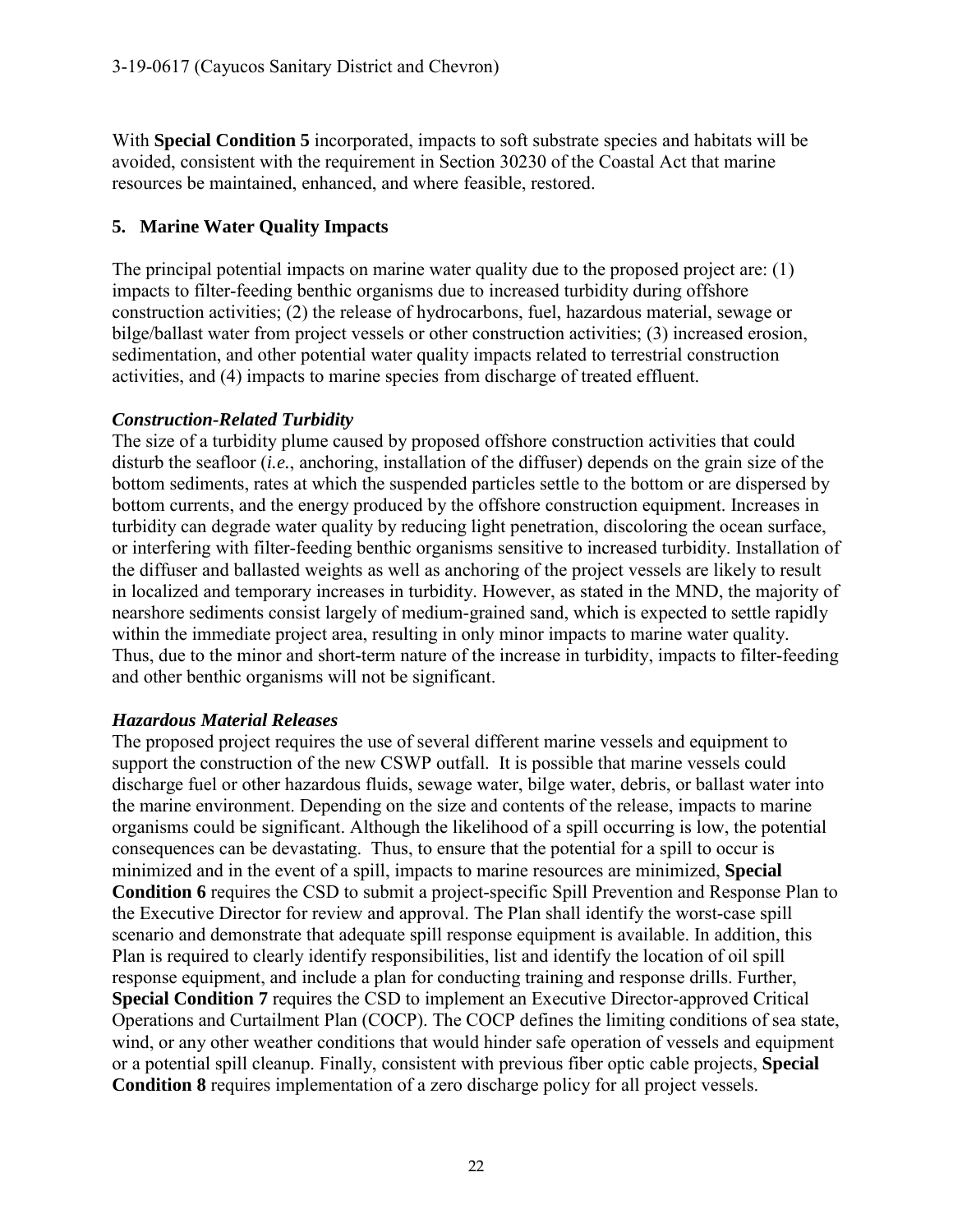With **Special Condition 5** incorporated, impacts to soft substrate species and habitats will be avoided, consistent with the requirement in Section 30230 of the Coastal Act that marine resources be maintained, enhanced, and where feasible, restored.

## 5. Marine Water Quality Impacts

The principal potential impacts on marine water quality due to the proposed project are: (1) impacts to filter-feeding benthic organisms due to increased turbidity during offshore construction activities; (2) the release of hydrocarbons, fuel, hazardous material, sewage or bilge/ballast water from project vessels or other construction activities; (3) increased erosion, sedimentation, and other potential water quality impacts related to terrestrial construction activities, and (4) impacts to marine species from discharge of treated effluent.

***Construction-Related Turbidity***

The size of a turbidity plume caused by proposed offshore construction activities that could disturb the seafloor (*i.e.*, anchoring, installation of the diffuser) depends on the grain size of the bottom sediments, rates at which the suspended particles settle to the bottom or are dispersed by bottom currents, and the energy produced by the offshore construction equipment. Increases in turbidity can degrade water quality by reducing light penetration, discoloring the ocean surface, or interfering with filter-feeding benthic organisms sensitive to increased turbidity. Installation of the diffuser and ballasted weights as well as anchoring of the project vessels are likely to result in localized and temporary increases in turbidity. However, as stated in the MND, the majority of nearshore sediments consist largely of medium-grained sand, which is expected to settle rapidly within the immediate project area, resulting in only minor impacts to marine water quality. Thus, due to the minor and short-term nature of the increase in turbidity, impacts to filter-feeding and other benthic organisms will not be significant.

***Hazardous Material Releases***

The proposed project requires the use of several different marine vessels and equipment to support the construction of the new CSWP outfall. It is possible that marine vessels could discharge fuel or other hazardous fluids, sewage water, bilge water, debris, or ballast water into the marine environment. Depending on the size and contents of the release, impacts to marine organisms could be significant. Although the likelihood of a spill occurring is low, the potential consequences can be devastating. Thus, to ensure that the potential for a spill to occur is minimized and in the event of a spill, impacts to marine resources are minimized, **Special Condition 6** requires the CSD to submit a project-specific Spill Prevention and Response Plan to the Executive Director for review and approval. The Plan shall identify the worst-case spill scenario and demonstrate that adequate spill response equipment is available. In addition, this Plan is required to clearly identify responsibilities, list and identify the location of oil spill response equipment, and include a plan for conducting training and response drills. Further, **Special Condition 7** requires the CSD to implement an Executive Director-approved Critical Operations and Curtailment Plan (COCP). The COCP defines the limiting conditions of sea state, wind, or any other weather conditions that would hinder safe operation of vessels and equipment or a potential spill cleanup. Finally, consistent with previous fiber optic cable projects, **Special Condition 8** requires implementation of a zero discharge policy for all project vessels.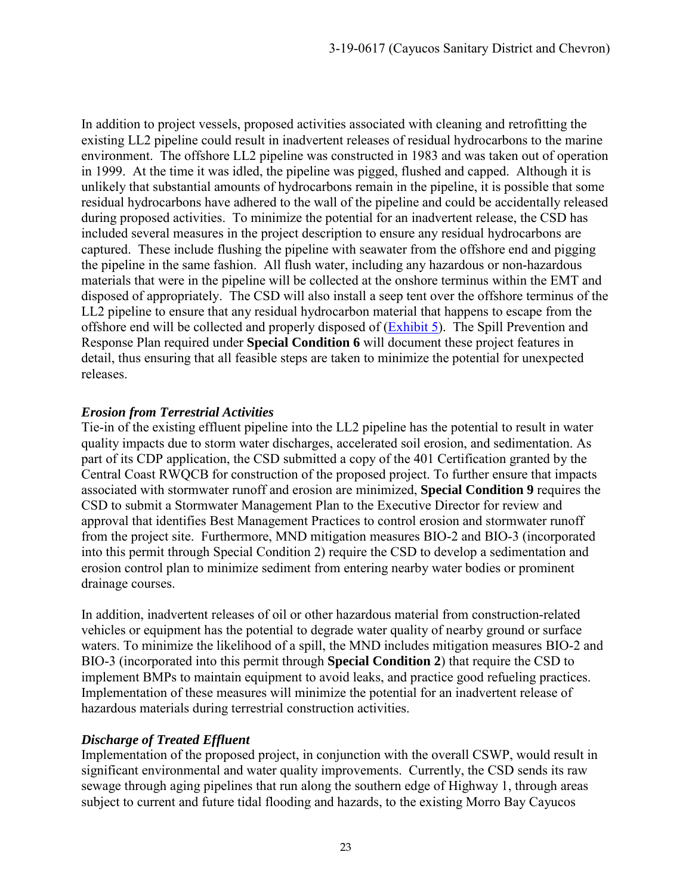In addition to project vessels, proposed activities associated with cleaning and retrofitting the existing LL2 pipeline could result in inadvertent releases of residual hydrocarbons to the marine environment. The offshore LL2 pipeline was constructed in 1983 and was taken out of operation in 1999. At the time it was idled, the pipeline was pigged, flushed and capped. Although it is unlikely that substantial amounts of hydrocarbons remain in the pipeline, it is possible that some residual hydrocarbons have adhered to the wall of the pipeline and could be accidentally released during proposed activities. To minimize the potential for an inadvertent release, the CSD has included several measures in the project description to ensure any residual hydrocarbons are captured. These include flushing the pipeline with seawater from the offshore end and pigging the pipeline in the same fashion. All flush water, including any hazardous or non-hazardous materials that were in the pipeline will be collected at the onshore terminus within the EMT and disposed of appropriately. The CSD will also install a seep tent over the offshore terminus of the LL2 pipeline to ensure that any residual hydrocarbon material that happens to escape from the offshore end will be collected and properly disposed of (Exhibit 5). The Spill Prevention and Response Plan required under **Special Condition 6** will document these project features in detail, thus ensuring that all feasible steps are taken to minimize the potential for unexpected releases.

### *Erosion from Terrestrial Activities*

Tie-in of the existing effluent pipeline into the LL2 pipeline has the potential to result in water quality impacts due to storm water discharges, accelerated soil erosion, and sedimentation. As part of its CDP application, the CSD submitted a copy of the 401 Certification granted by the Central Coast RWQCB for construction of the proposed project. To further ensure that impacts associated with stormwater runoff and erosion are minimized, **Special Condition 9** requires the CSD to submit a Stormwater Management Plan to the Executive Director for review and approval that identifies Best Management Practices to control erosion and stormwater runoff from the project site. Furthermore, MND mitigation measures BIO-2 and BIO-3 (incorporated into this permit through Special Condition 2) require the CSD to develop a sedimentation and erosion control plan to minimize sediment from entering nearby water bodies or prominent drainage courses.

In addition, inadvertent releases of oil or other hazardous material from construction-related vehicles or equipment has the potential to degrade water quality of nearby ground or surface waters. To minimize the likelihood of a spill, the MND includes mitigation measures BIO-2 and BIO-3 (incorporated into this permit through **Special Condition 2**) that require the CSD to implement BMPs to maintain equipment to avoid leaks, and practice good refueling practices. Implementation of these measures will minimize the potential for an inadvertent release of hazardous materials during terrestrial construction activities.

### *Discharge of Treated Effluent*

Implementation of the proposed project, in conjunction with the overall CSWP, would result in significant environmental and water quality improvements. Currently, the CSD sends its raw sewage through aging pipelines that run along the southern edge of Highway 1, through areas subject to current and future tidal flooding and hazards, to the existing Morro Bay Cayucos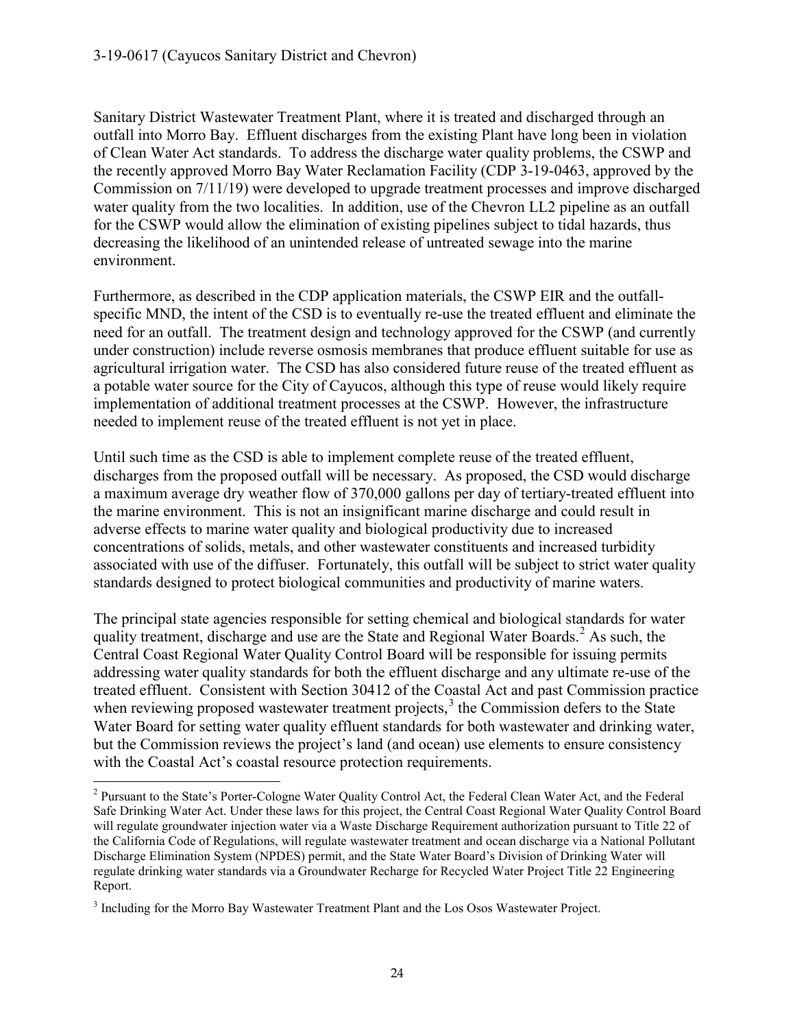Sanitary District Wastewater Treatment Plant, where it is treated and discharged through an outfall into Morro Bay. Effluent discharges from the existing Plant have long been in violation of Clean Water Act standards. To address the discharge water quality problems, the CSWP and the recently approved Morro Bay Water Reclamation Facility (CDP 3-19-0463, approved by the Commission on 7/11/19) were developed to upgrade treatment processes and improve discharged water quality from the two localities. In addition, use of the Chevron LL2 pipeline as an outfall for the CSWP would allow the elimination of existing pipelines subject to tidal hazards, thus decreasing the likelihood of an unintended release of untreated sewage into the marine environment.

Furthermore, as described in the CDP application materials, the CSWP EIR and the outfall-specific MND, the intent of the CSD is to eventually re-use the treated effluent and eliminate the need for an outfall. The treatment design and technology approved for the CSWP (and currently under construction) include reverse osmosis membranes that produce effluent suitable for use as agricultural irrigation water. The CSD has also considered future reuse of the treated effluent as a potable water source for the City of Cayucos, although this type of reuse would likely require implementation of additional treatment processes at the CSWP. However, the infrastructure needed to implement reuse of the treated effluent is not yet in place.

Until such time as the CSD is able to implement complete reuse of the treated effluent, discharges from the proposed outfall will be necessary. As proposed, the CSD would discharge a maximum average dry weather flow of 370,000 gallons per day of tertiary-treated effluent into the marine environment. This is not an insignificant marine discharge and could result in adverse effects to marine water quality and biological productivity due to increased concentrations of solids, metals, and other wastewater constituents and increased turbidity associated with use of the diffuser. Fortunately, this outfall will be subject to strict water quality standards designed to protect biological communities and productivity of marine waters.

The principal state agencies responsible for setting chemical and biological standards for water quality treatment, discharge and use are the State and Regional Water Boards.[2] As such, the Central Coast Regional Water Quality Control Board will be responsible for issuing permits addressing water quality standards for both the effluent discharge and any ultimate re-use of the treated effluent. Consistent with Section 30412 of the Coastal Act and past Commission practice when reviewing proposed wastewater treatment projects,[3] the Commission defers to the State Water Board for setting water quality effluent standards for both wastewater and drinking water, but the Commission reviews the project's land (and ocean) use elements to ensure consistency with the Coastal Act's coastal resource protection requirements.

---

[2] Pursuant to the State's Porter-Cologne Water Quality Control Act, the Federal Clean Water Act, and the Federal Safe Drinking Water Act. Under these laws for this project, the Central Coast Regional Water Quality Control Board will regulate groundwater injection water via a Waste Discharge Requirement authorization pursuant to Title 22 of the California Code of Regulations, will regulate wastewater treatment and ocean discharge via a National Pollutant Discharge Elimination System (NPDES) permit, and the State Water Board's Division of Drinking Water will regulate drinking water standards via a Groundwater Recharge for Recycled Water Project Title 22 Engineering Report.

[3] Including for the Morro Bay Wastewater Treatment Plant and the Los Osos Wastewater Project.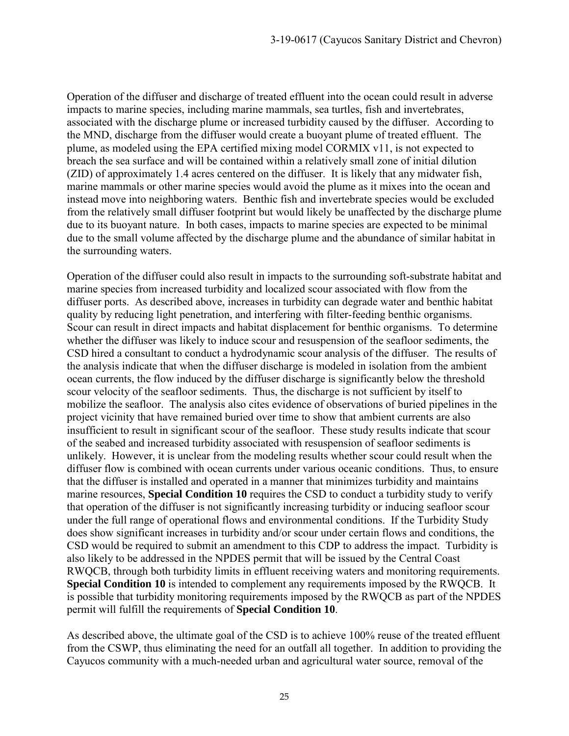Operation of the diffuser and discharge of treated effluent into the ocean could result in adverse impacts to marine species, including marine mammals, sea turtles, fish and invertebrates, associated with the discharge plume or increased turbidity caused by the diffuser. According to the MND, discharge from the diffuser would create a buoyant plume of treated effluent. The plume, as modeled using the EPA certified mixing model CORMIX v11, is not expected to breach the sea surface and will be contained within a relatively small zone of initial dilution (ZID) of approximately 1.4 acres centered on the diffuser. It is likely that any midwater fish, marine mammals or other marine species would avoid the plume as it mixes into the ocean and instead move into neighboring waters. Benthic fish and invertebrate species would be excluded from the relatively small diffuser footprint but would likely be unaffected by the discharge plume due to its buoyant nature. In both cases, impacts to marine species are expected to be minimal due to the small volume affected by the discharge plume and the abundance of similar habitat in the surrounding waters.

Operation of the diffuser could also result in impacts to the surrounding soft-substrate habitat and marine species from increased turbidity and localized scour associated with flow from the diffuser ports. As described above, increases in turbidity can degrade water and benthic habitat quality by reducing light penetration, and interfering with filter-feeding benthic organisms. Scour can result in direct impacts and habitat displacement for benthic organisms. To determine whether the diffuser was likely to induce scour and resuspension of the seafloor sediments, the CSD hired a consultant to conduct a hydrodynamic scour analysis of the diffuser. The results of the analysis indicate that when the diffuser discharge is modeled in isolation from the ambient ocean currents, the flow induced by the diffuser discharge is significantly below the threshold scour velocity of the seafloor sediments. Thus, the discharge is not sufficient by itself to mobilize the seafloor. The analysis also cites evidence of observations of buried pipelines in the project vicinity that have remained buried over time to show that ambient currents are also insufficient to result in significant scour of the seafloor. These study results indicate that scour of the seabed and increased turbidity associated with resuspension of seafloor sediments is unlikely. However, it is unclear from the modeling results whether scour could result when the diffuser flow is combined with ocean currents under various oceanic conditions. Thus, to ensure that the diffuser is installed and operated in a manner that minimizes turbidity and maintains marine resources, **Special Condition 10** requires the CSD to conduct a turbidity study to verify that operation of the diffuser is not significantly increasing turbidity or inducing seafloor scour under the full range of operational flows and environmental conditions. If the Turbidity Study does show significant increases in turbidity and/or scour under certain flows and conditions, the CSD would be required to submit an amendment to this CDP to address the impact. Turbidity is also likely to be addressed in the NPDES permit that will be issued by the Central Coast RWQCB, through both turbidity limits in effluent receiving waters and monitoring requirements. **Special Condition 10** is intended to complement any requirements imposed by the RWQCB. It is possible that turbidity monitoring requirements imposed by the RWQCB as part of the NPDES permit will fulfill the requirements of **Special Condition 10**.

As described above, the ultimate goal of the CSD is to achieve 100% reuse of the treated effluent from the CSWP, thus eliminating the need for an outfall all together. In addition to providing the Cayucos community with a much-needed urban and agricultural water source, removal of the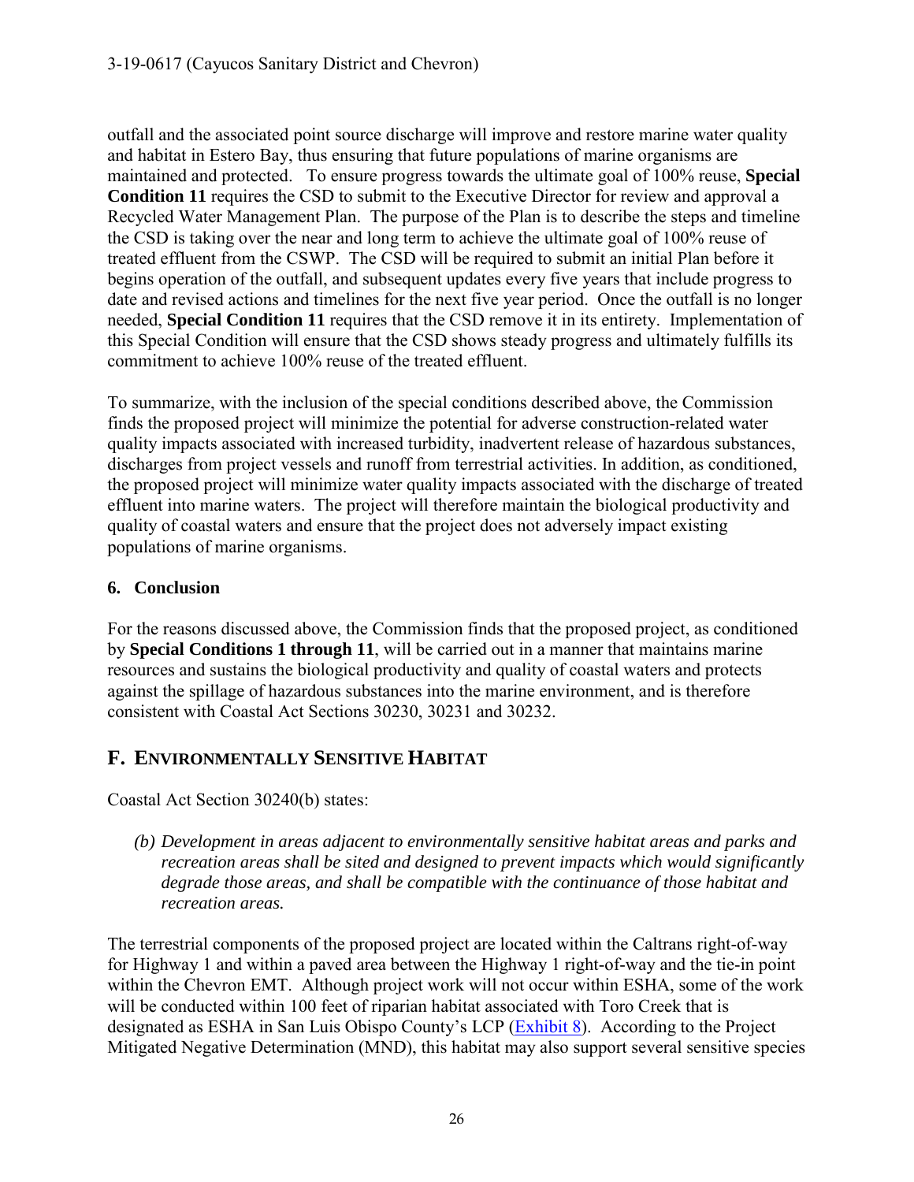outfall and the associated point source discharge will improve and restore marine water quality and habitat in Estero Bay, thus ensuring that future populations of marine organisms are maintained and protected. To ensure progress towards the ultimate goal of 100% reuse, **Special Condition 11** requires the CSD to submit to the Executive Director for review and approval a Recycled Water Management Plan. The purpose of the Plan is to describe the steps and timeline the CSD is taking over the near and long term to achieve the ultimate goal of 100% reuse of treated effluent from the CSWP. The CSD will be required to submit an initial Plan before it begins operation of the outfall, and subsequent updates every five years that include progress to date and revised actions and timelines for the next five year period. Once the outfall is no longer needed, **Special Condition 11** requires that the CSD remove it in its entirety. Implementation of this Special Condition will ensure that the CSD shows steady progress and ultimately fulfills its commitment to achieve 100% reuse of the treated effluent.

To summarize, with the inclusion of the special conditions described above, the Commission finds the proposed project will minimize the potential for adverse construction-related water quality impacts associated with increased turbidity, inadvertent release of hazardous substances, discharges from project vessels and runoff from terrestrial activities. In addition, as conditioned, the proposed project will minimize water quality impacts associated with the discharge of treated effluent into marine waters. The project will therefore maintain the biological productivity and quality of coastal waters and ensure that the project does not adversely impact existing populations of marine organisms.

### 6. Conclusion

For the reasons discussed above, the Commission finds that the proposed project, as conditioned by **Special Conditions 1 through 11**, will be carried out in a manner that maintains marine resources and sustains the biological productivity and quality of coastal waters and protects against the spillage of hazardous substances into the marine environment, and is therefore consistent with Coastal Act Sections 30230, 30231 and 30232.

## F. Environmentally Sensitive Habitat

Coastal Act Section 30240(b) states:

> *(b) Development in areas adjacent to environmentally sensitive habitat areas and parks and recreation areas shall be sited and designed to prevent impacts which would significantly degrade those areas, and shall be compatible with the continuance of those habitat and recreation areas.*

The terrestrial components of the proposed project are located within the Caltrans right-of-way for Highway 1 and within a paved area between the Highway 1 right-of-way and the tie-in point within the Chevron EMT. Although project work will not occur within ESHA, some of the work will be conducted within 100 feet of riparian habitat associated with Toro Creek that is designated as ESHA in San Luis Obispo County's LCP (Exhibit 8). According to the Project Mitigated Negative Determination (MND), this habitat may also support several sensitive species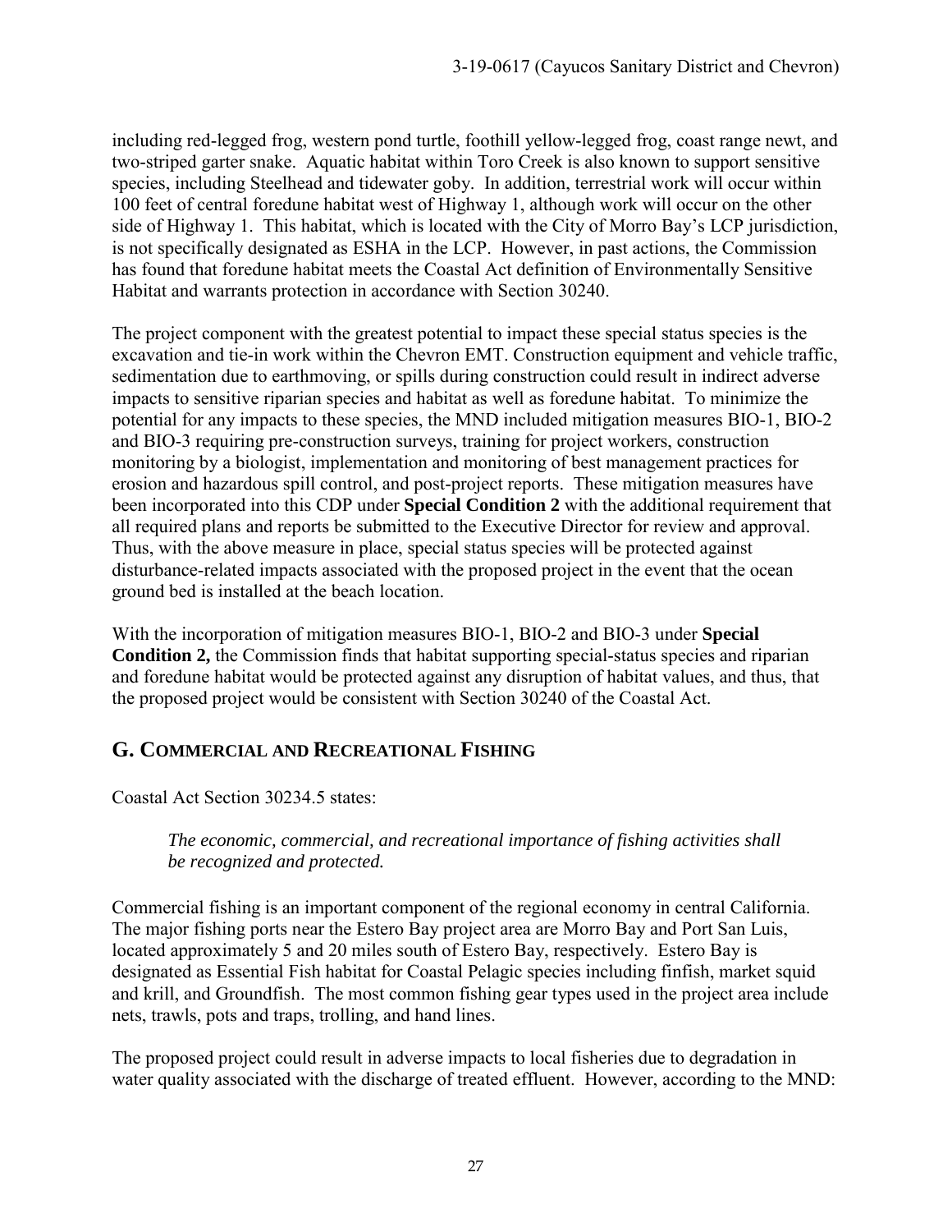including red-legged frog, western pond turtle, foothill yellow-legged frog, coast range newt, and two-striped garter snake. Aquatic habitat within Toro Creek is also known to support sensitive species, including Steelhead and tidewater goby. In addition, terrestrial work will occur within 100 feet of central foredune habitat west of Highway 1, although work will occur on the other side of Highway 1. This habitat, which is located with the City of Morro Bay's LCP jurisdiction, is not specifically designated as ESHA in the LCP. However, in past actions, the Commission has found that foredune habitat meets the Coastal Act definition of Environmentally Sensitive Habitat and warrants protection in accordance with Section 30240.

The project component with the greatest potential to impact these special status species is the excavation and tie-in work within the Chevron EMT. Construction equipment and vehicle traffic, sedimentation due to earthmoving, or spills during construction could result in indirect adverse impacts to sensitive riparian species and habitat as well as foredune habitat. To minimize the potential for any impacts to these species, the MND included mitigation measures BIO-1, BIO-2 and BIO-3 requiring pre-construction surveys, training for project workers, construction monitoring by a biologist, implementation and monitoring of best management practices for erosion and hazardous spill control, and post-project reports. These mitigation measures have been incorporated into this CDP under **Special Condition 2** with the additional requirement that all required plans and reports be submitted to the Executive Director for review and approval. Thus, with the above measure in place, special status species will be protected against disturbance-related impacts associated with the proposed project in the event that the ocean ground bed is installed at the beach location.

With the incorporation of mitigation measures BIO-1, BIO-2 and BIO-3 under **Special Condition 2,** the Commission finds that habitat supporting special-status species and riparian and foredune habitat would be protected against any disruption of habitat values, and thus, that the proposed project would be consistent with Section 30240 of the Coastal Act.

## G. Commercial and Recreational Fishing

Coastal Act Section 30234.5 states:

> *The economic, commercial, and recreational importance of fishing activities shall be recognized and protected.*

Commercial fishing is an important component of the regional economy in central California. The major fishing ports near the Estero Bay project area are Morro Bay and Port San Luis, located approximately 5 and 20 miles south of Estero Bay, respectively. Estero Bay is designated as Essential Fish habitat for Coastal Pelagic species including finfish, market squid and krill, and Groundfish. The most common fishing gear types used in the project area include nets, trawls, pots and traps, trolling, and hand lines.

The proposed project could result in adverse impacts to local fisheries due to degradation in water quality associated with the discharge of treated effluent. However, according to the MND: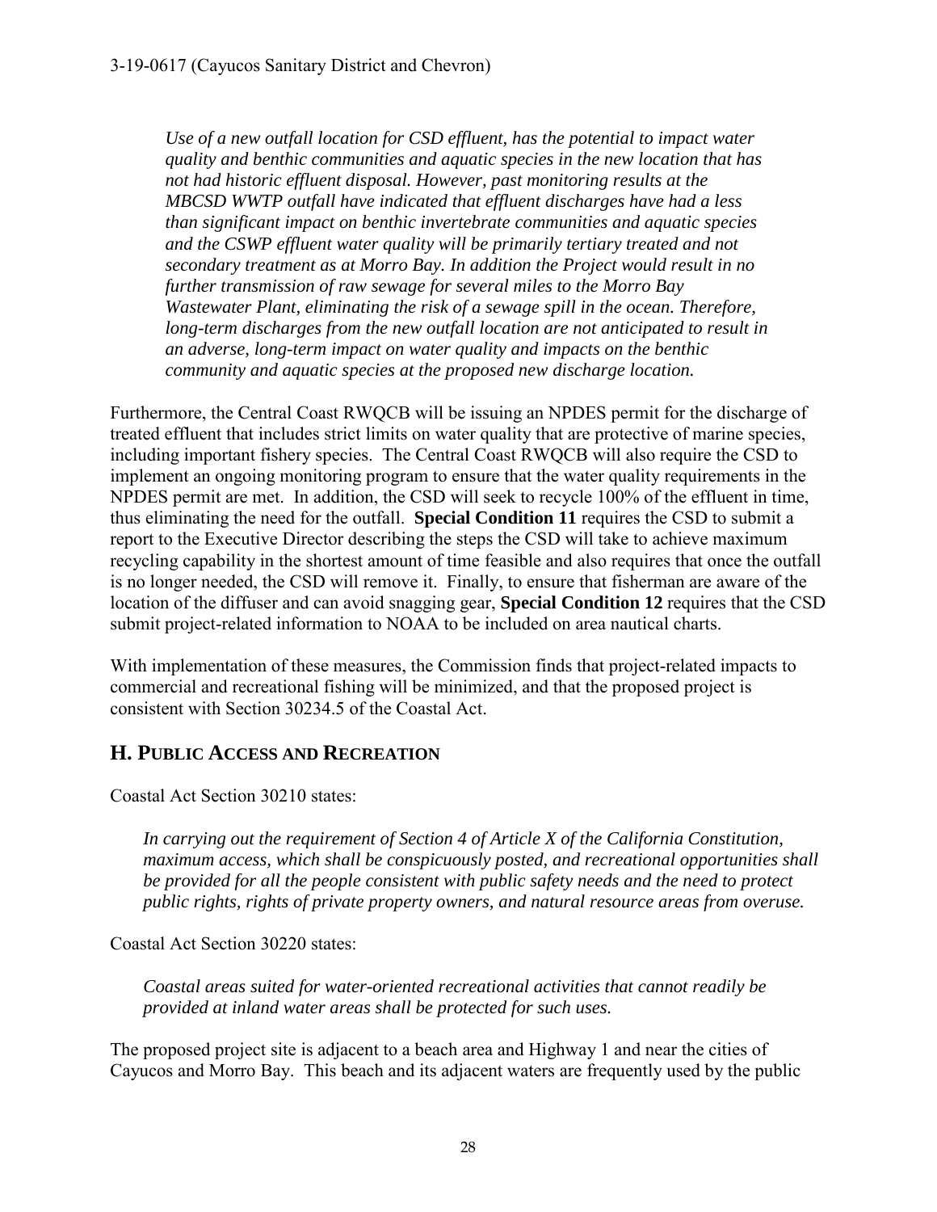> *Use of a new outfall location for CSD effluent, has the potential to impact water quality and benthic communities and aquatic species in the new location that has not had historic effluent disposal. However, past monitoring results at the MBCSD WWTP outfall have indicated that effluent discharges have had a less than significant impact on benthic invertebrate communities and aquatic species and the CSWP effluent water quality will be primarily tertiary treated and not secondary treatment as at Morro Bay. In addition the Project would result in no further transmission of raw sewage for several miles to the Morro Bay Wastewater Plant, eliminating the risk of a sewage spill in the ocean. Therefore, long-term discharges from the new outfall location are not anticipated to result in an adverse, long-term impact on water quality and impacts on the benthic community and aquatic species at the proposed new discharge location.*

Furthermore, the Central Coast RWQCB will be issuing an NPDES permit for the discharge of treated effluent that includes strict limits on water quality that are protective of marine species, including important fishery species. The Central Coast RWQCB will also require the CSD to implement an ongoing monitoring program to ensure that the water quality requirements in the NPDES permit are met. In addition, the CSD will seek to recycle 100% of the effluent in time, thus eliminating the need for the outfall. **Special Condition 11** requires the CSD to submit a report to the Executive Director describing the steps the CSD will take to achieve maximum recycling capability in the shortest amount of time feasible and also requires that once the outfall is no longer needed, the CSD will remove it. Finally, to ensure that fisherman are aware of the location of the diffuser and can avoid snagging gear, **Special Condition 12** requires that the CSD submit project-related information to NOAA to be included on area nautical charts.

With implementation of these measures, the Commission finds that project-related impacts to commercial and recreational fishing will be minimized, and that the proposed project is consistent with Section 30234.5 of the Coastal Act.

## H. Public Access and Recreation

Coastal Act Section 30210 states:

> *In carrying out the requirement of Section 4 of Article X of the California Constitution, maximum access, which shall be conspicuously posted, and recreational opportunities shall be provided for all the people consistent with public safety needs and the need to protect public rights, rights of private property owners, and natural resource areas from overuse.*

Coastal Act Section 30220 states:

> *Coastal areas suited for water-oriented recreational activities that cannot readily be provided at inland water areas shall be protected for such uses.*

The proposed project site is adjacent to a beach area and Highway 1 and near the cities of Cayucos and Morro Bay. This beach and its adjacent waters are frequently used by the public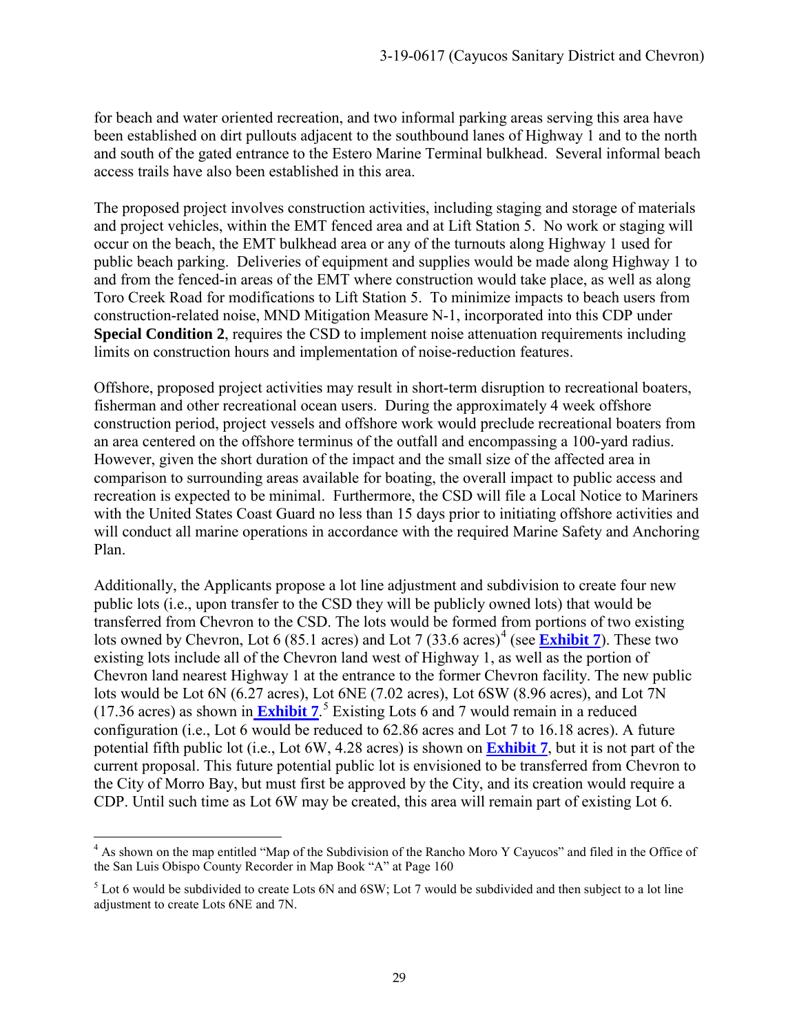for beach and water oriented recreation, and two informal parking areas serving this area have been established on dirt pullouts adjacent to the southbound lanes of Highway 1 and to the north and south of the gated entrance to the Estero Marine Terminal bulkhead. Several informal beach access trails have also been established in this area.

The proposed project involves construction activities, including staging and storage of materials and project vehicles, within the EMT fenced area and at Lift Station 5. No work or staging will occur on the beach, the EMT bulkhead area or any of the turnouts along Highway 1 used for public beach parking. Deliveries of equipment and supplies would be made along Highway 1 to and from the fenced-in areas of the EMT where construction would take place, as well as along Toro Creek Road for modifications to Lift Station 5. To minimize impacts to beach users from construction-related noise, MND Mitigation Measure N-1, incorporated into this CDP under **Special Condition 2**, requires the CSD to implement noise attenuation requirements including limits on construction hours and implementation of noise-reduction features.

Offshore, proposed project activities may result in short-term disruption to recreational boaters, fisherman and other recreational ocean users. During the approximately 4 week offshore construction period, project vessels and offshore work would preclude recreational boaters from an area centered on the offshore terminus of the outfall and encompassing a 100-yard radius. However, given the short duration of the impact and the small size of the affected area in comparison to surrounding areas available for boating, the overall impact to public access and recreation is expected to be minimal. Furthermore, the CSD will file a Local Notice to Mariners with the United States Coast Guard no less than 15 days prior to initiating offshore activities and will conduct all marine operations in accordance with the required Marine Safety and Anchoring Plan.

Additionally, the Applicants propose a lot line adjustment and subdivision to create four new public lots (i.e., upon transfer to the CSD they will be publicly owned lots) that would be transferred from Chevron to the CSD. The lots would be formed from portions of two existing lots owned by Chevron, Lot 6 (85.1 acres) and Lot 7 (33.6 acres)[4] (see **Exhibit 7**). These two existing lots include all of the Chevron land west of Highway 1, as well as the portion of Chevron land nearest Highway 1 at the entrance to the former Chevron facility. The new public lots would be Lot 6N (6.27 acres), Lot 6NE (7.02 acres), Lot 6SW (8.96 acres), and Lot 7N (17.36 acres) as shown in **Exhibit 7**.[5] Existing Lots 6 and 7 would remain in a reduced configuration (i.e., Lot 6 would be reduced to 62.86 acres and Lot 7 to 16.18 acres). A future potential fifth public lot (i.e., Lot 6W, 4.28 acres) is shown on **Exhibit 7**, but it is not part of the current proposal. This future potential public lot is envisioned to be transferred from Chevron to the City of Morro Bay, but must first be approved by the City, and its creation would require a CDP. Until such time as Lot 6W may be created, this area will remain part of existing Lot 6.

[4] As shown on the map entitled "Map of the Subdivision of the Rancho Moro Y Cayucos" and filed in the Office of the San Luis Obispo County Recorder in Map Book "A" at Page 160

[5] Lot 6 would be subdivided to create Lots 6N and 6SW; Lot 7 would be subdivided and then subject to a lot line adjustment to create Lots 6NE and 7N.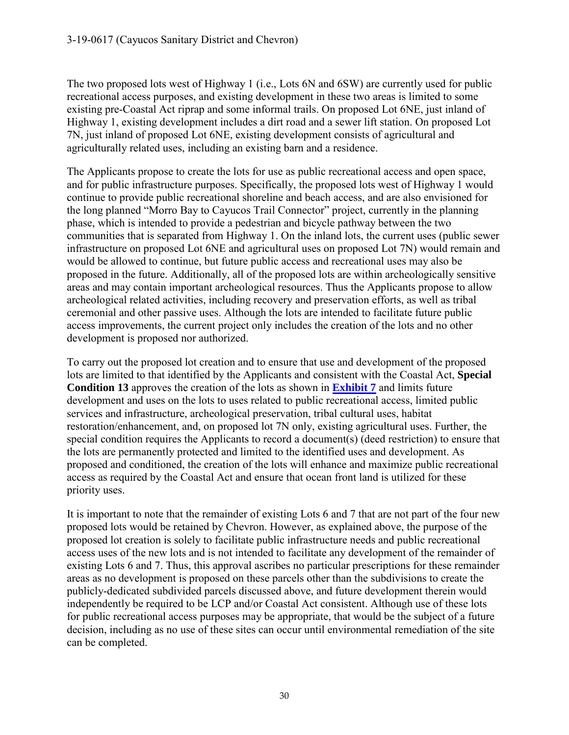The two proposed lots west of Highway 1 (i.e., Lots 6N and 6SW) are currently used for public recreational access purposes, and existing development in these two areas is limited to some existing pre-Coastal Act riprap and some informal trails. On proposed Lot 6NE, just inland of Highway 1, existing development includes a dirt road and a sewer lift station. On proposed Lot 7N, just inland of proposed Lot 6NE, existing development consists of agricultural and agriculturally related uses, including an existing barn and a residence.

The Applicants propose to create the lots for use as public recreational access and open space, and for public infrastructure purposes. Specifically, the proposed lots west of Highway 1 would continue to provide public recreational shoreline and beach access, and are also envisioned for the long planned "Morro Bay to Cayucos Trail Connector" project, currently in the planning phase, which is intended to provide a pedestrian and bicycle pathway between the two communities that is separated from Highway 1. On the inland lots, the current uses (public sewer infrastructure on proposed Lot 6NE and agricultural uses on proposed Lot 7N) would remain and would be allowed to continue, but future public access and recreational uses may also be proposed in the future. Additionally, all of the proposed lots are within archeologically sensitive areas and may contain important archeological resources. Thus the Applicants propose to allow archeological related activities, including recovery and preservation efforts, as well as tribal ceremonial and other passive uses. Although the lots are intended to facilitate future public access improvements, the current project only includes the creation of the lots and no other development is proposed nor authorized.

To carry out the proposed lot creation and to ensure that use and development of the proposed lots are limited to that identified by the Applicants and consistent with the Coastal Act, **Special Condition 13** approves the creation of the lots as shown in **Exhibit 7** and limits future development and uses on the lots to uses related to public recreational access, limited public services and infrastructure, archeological preservation, tribal cultural uses, habitat restoration/enhancement, and, on proposed lot 7N only, existing agricultural uses. Further, the special condition requires the Applicants to record a document(s) (deed restriction) to ensure that the lots are permanently protected and limited to the identified uses and development. As proposed and conditioned, the creation of the lots will enhance and maximize public recreational access as required by the Coastal Act and ensure that ocean front land is utilized for these priority uses.

It is important to note that the remainder of existing Lots 6 and 7 that are not part of the four new proposed lots would be retained by Chevron. However, as explained above, the purpose of the proposed lot creation is solely to facilitate public infrastructure needs and public recreational access uses of the new lots and is not intended to facilitate any development of the remainder of existing Lots 6 and 7. Thus, this approval ascribes no particular prescriptions for these remainder areas as no development is proposed on these parcels other than the subdivisions to create the publicly-dedicated subdivided parcels discussed above, and future development therein would independently be required to be LCP and/or Coastal Act consistent. Although use of these lots for public recreational access purposes may be appropriate, that would be the subject of a future decision, including as no use of these sites can occur until environmental remediation of the site can be completed.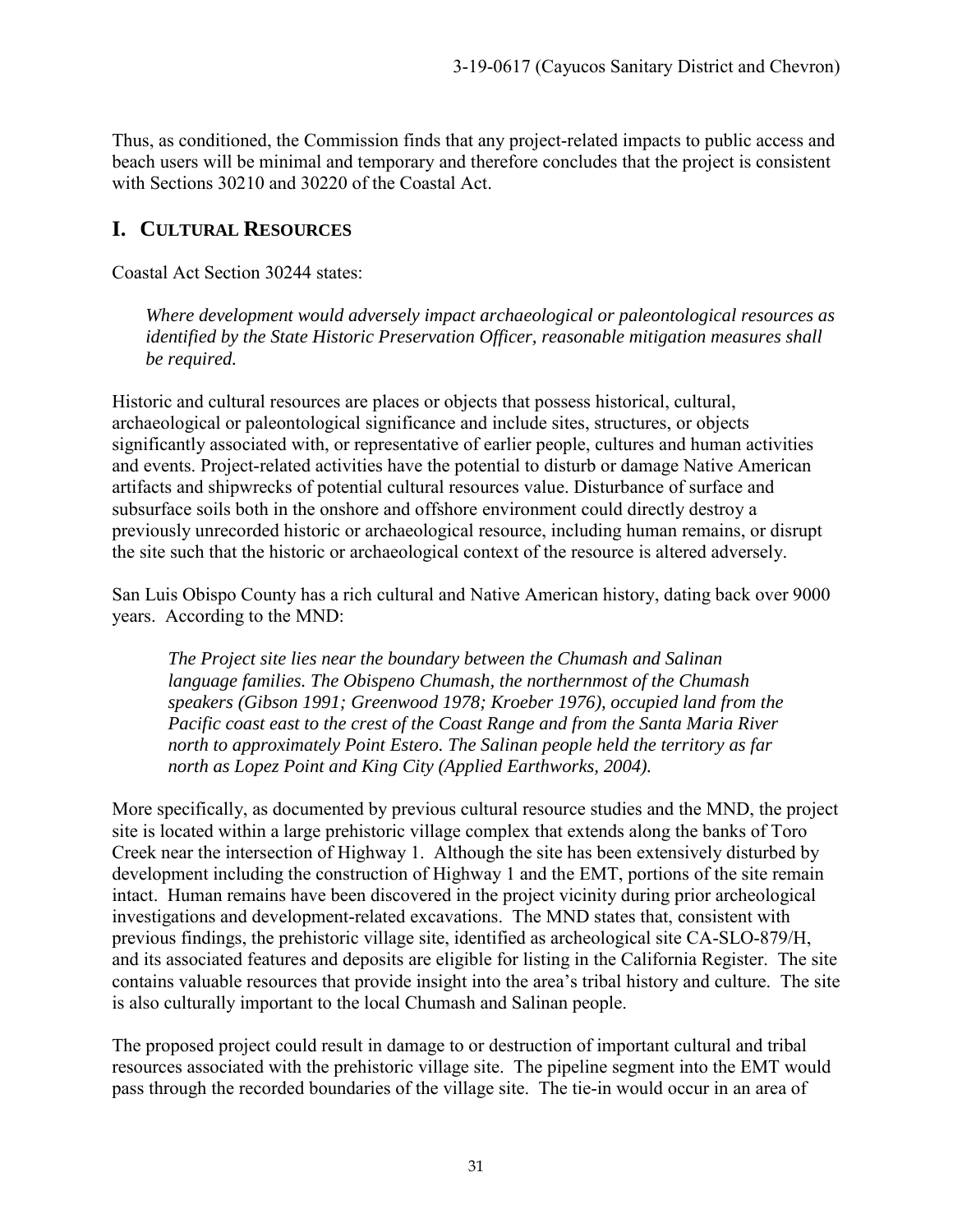Thus, as conditioned, the Commission finds that any project-related impacts to public access and beach users will be minimal and temporary and therefore concludes that the project is consistent with Sections 30210 and 30220 of the Coastal Act.

## I. CULTURAL RESOURCES

Coastal Act Section 30244 states:

> *Where development would adversely impact archaeological or paleontological resources as identified by the State Historic Preservation Officer, reasonable mitigation measures shall be required.*

Historic and cultural resources are places or objects that possess historical, cultural, archaeological or paleontological significance and include sites, structures, or objects significantly associated with, or representative of earlier people, cultures and human activities and events. Project-related activities have the potential to disturb or damage Native American artifacts and shipwrecks of potential cultural resources value. Disturbance of surface and subsurface soils both in the onshore and offshore environment could directly destroy a previously unrecorded historic or archaeological resource, including human remains, or disrupt the site such that the historic or archaeological context of the resource is altered adversely.

San Luis Obispo County has a rich cultural and Native American history, dating back over 9000 years. According to the MND:

> *The Project site lies near the boundary between the Chumash and Salinan language families. The Obispeno Chumash, the northernmost of the Chumash speakers (Gibson 1991; Greenwood 1978; Kroeber 1976), occupied land from the Pacific coast east to the crest of the Coast Range and from the Santa Maria River north to approximately Point Estero. The Salinan people held the territory as far north as Lopez Point and King City (Applied Earthworks, 2004).*

More specifically, as documented by previous cultural resource studies and the MND, the project site is located within a large prehistoric village complex that extends along the banks of Toro Creek near the intersection of Highway 1. Although the site has been extensively disturbed by development including the construction of Highway 1 and the EMT, portions of the site remain intact. Human remains have been discovered in the project vicinity during prior archeological investigations and development-related excavations. The MND states that, consistent with previous findings, the prehistoric village site, identified as archeological site CA-SLO-879/H, and its associated features and deposits are eligible for listing in the California Register. The site contains valuable resources that provide insight into the area's tribal history and culture. The site is also culturally important to the local Chumash and Salinan people.

The proposed project could result in damage to or destruction of important cultural and tribal resources associated with the prehistoric village site. The pipeline segment into the EMT would pass through the recorded boundaries of the village site. The tie-in would occur in an area of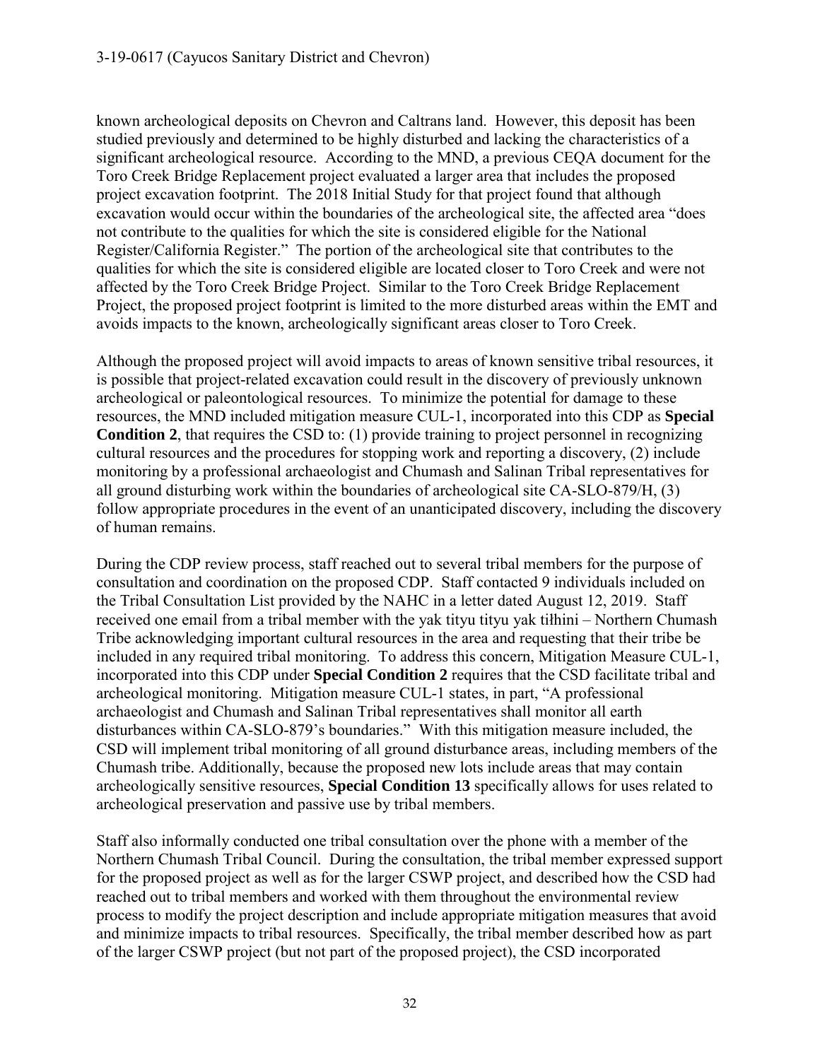known archeological deposits on Chevron and Caltrans land. However, this deposit has been studied previously and determined to be highly disturbed and lacking the characteristics of a significant archeological resource. According to the MND, a previous CEQA document for the Toro Creek Bridge Replacement project evaluated a larger area that includes the proposed project excavation footprint. The 2018 Initial Study for that project found that although excavation would occur within the boundaries of the archeological site, the affected area "does not contribute to the qualities for which the site is considered eligible for the National Register/California Register." The portion of the archeological site that contributes to the qualities for which the site is considered eligible are located closer to Toro Creek and were not affected by the Toro Creek Bridge Project. Similar to the Toro Creek Bridge Replacement Project, the proposed project footprint is limited to the more disturbed areas within the EMT and avoids impacts to the known, archeologically significant areas closer to Toro Creek.

Although the proposed project will avoid impacts to areas of known sensitive tribal resources, it is possible that project-related excavation could result in the discovery of previously unknown archeological or paleontological resources. To minimize the potential for damage to these resources, the MND included mitigation measure CUL-1, incorporated into this CDP as **Special Condition 2**, that requires the CSD to: (1) provide training to project personnel in recognizing cultural resources and the procedures for stopping work and reporting a discovery, (2) include monitoring by a professional archaeologist and Chumash and Salinan Tribal representatives for all ground disturbing work within the boundaries of archeological site CA-SLO-879/H, (3) follow appropriate procedures in the event of an unanticipated discovery, including the discovery of human remains.

During the CDP review process, staff reached out to several tribal members for the purpose of consultation and coordination on the proposed CDP. Staff contacted 9 individuals included on the Tribal Consultation List provided by the NAHC in a letter dated August 12, 2019. Staff received one email from a tribal member with the yak tityu tityu yak tiłhini – Northern Chumash Tribe acknowledging important cultural resources in the area and requesting that their tribe be included in any required tribal monitoring. To address this concern, Mitigation Measure CUL-1, incorporated into this CDP under **Special Condition 2** requires that the CSD facilitate tribal and archeological monitoring. Mitigation measure CUL-1 states, in part, "A professional archaeologist and Chumash and Salinan Tribal representatives shall monitor all earth disturbances within CA-SLO-879's boundaries." With this mitigation measure included, the CSD will implement tribal monitoring of all ground disturbance areas, including members of the Chumash tribe. Additionally, because the proposed new lots include areas that may contain archeologically sensitive resources, **Special Condition 13** specifically allows for uses related to archeological preservation and passive use by tribal members.

Staff also informally conducted one tribal consultation over the phone with a member of the Northern Chumash Tribal Council. During the consultation, the tribal member expressed support for the proposed project as well as for the larger CSWP project, and described how the CSD had reached out to tribal members and worked with them throughout the environmental review process to modify the project description and include appropriate mitigation measures that avoid and minimize impacts to tribal resources. Specifically, the tribal member described how as part of the larger CSWP project (but not part of the proposed project), the CSD incorporated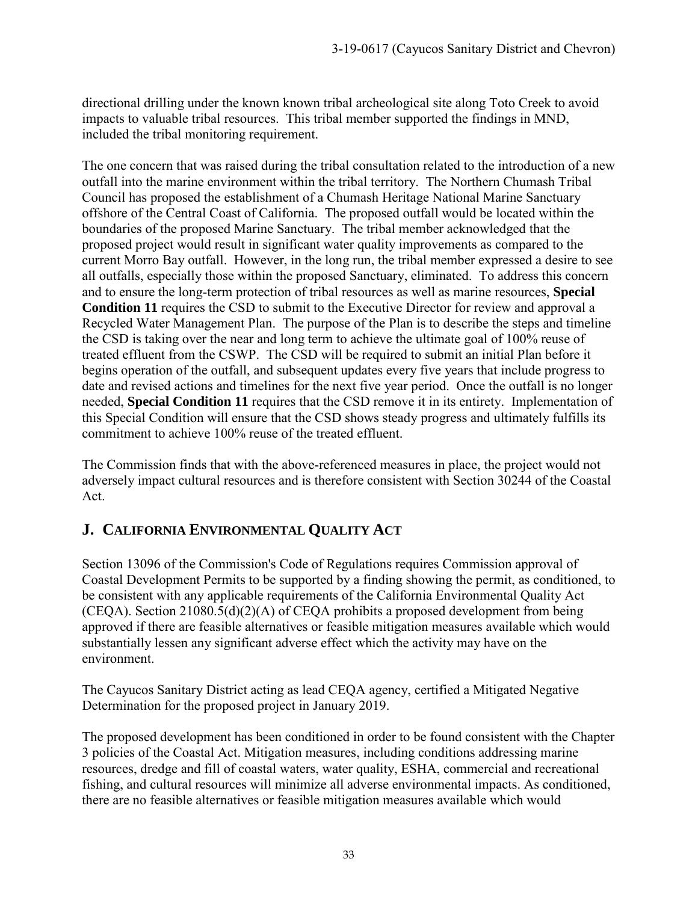directional drilling under the known known tribal archeological site along Toto Creek to avoid impacts to valuable tribal resources. This tribal member supported the findings in MND, included the tribal monitoring requirement.

The one concern that was raised during the tribal consultation related to the introduction of a new outfall into the marine environment within the tribal territory. The Northern Chumash Tribal Council has proposed the establishment of a Chumash Heritage National Marine Sanctuary offshore of the Central Coast of California. The proposed outfall would be located within the boundaries of the proposed Marine Sanctuary. The tribal member acknowledged that the proposed project would result in significant water quality improvements as compared to the current Morro Bay outfall. However, in the long run, the tribal member expressed a desire to see all outfalls, especially those within the proposed Sanctuary, eliminated. To address this concern and to ensure the long-term protection of tribal resources as well as marine resources, **Special Condition 11** requires the CSD to submit to the Executive Director for review and approval a Recycled Water Management Plan. The purpose of the Plan is to describe the steps and timeline the CSD is taking over the near and long term to achieve the ultimate goal of 100% reuse of treated effluent from the CSWP. The CSD will be required to submit an initial Plan before it begins operation of the outfall, and subsequent updates every five years that include progress to date and revised actions and timelines for the next five year period. Once the outfall is no longer needed, **Special Condition 11** requires that the CSD remove it in its entirety. Implementation of this Special Condition will ensure that the CSD shows steady progress and ultimately fulfills its commitment to achieve 100% reuse of the treated effluent.

The Commission finds that with the above-referenced measures in place, the project would not adversely impact cultural resources and is therefore consistent with Section 30244 of the Coastal Act.

## J. California Environmental Quality Act

Section 13096 of the Commission's Code of Regulations requires Commission approval of Coastal Development Permits to be supported by a finding showing the permit, as conditioned, to be consistent with any applicable requirements of the California Environmental Quality Act (CEQA). Section 21080.5(d)(2)(A) of CEQA prohibits a proposed development from being approved if there are feasible alternatives or feasible mitigation measures available which would substantially lessen any significant adverse effect which the activity may have on the environment.

The Cayucos Sanitary District acting as lead CEQA agency, certified a Mitigated Negative Determination for the proposed project in January 2019.

The proposed development has been conditioned in order to be found consistent with the Chapter 3 policies of the Coastal Act. Mitigation measures, including conditions addressing marine resources, dredge and fill of coastal waters, water quality, ESHA, commercial and recreational fishing, and cultural resources will minimize all adverse environmental impacts. As conditioned, there are no feasible alternatives or feasible mitigation measures available which would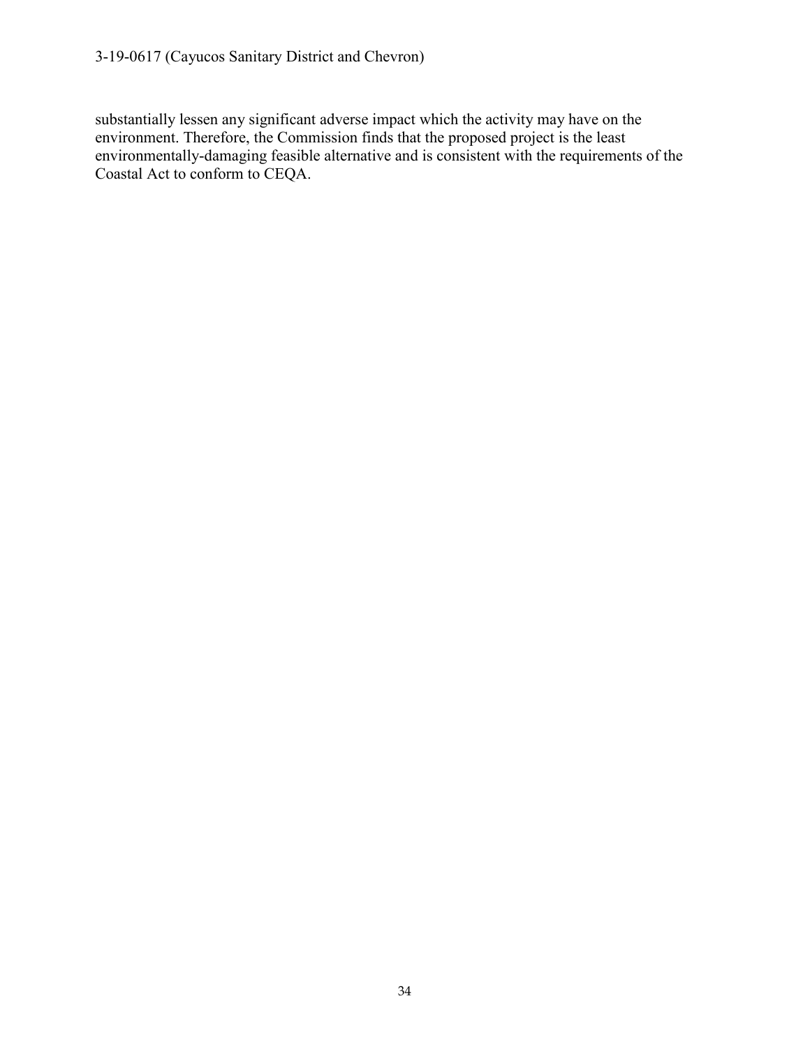substantially lessen any significant adverse impact which the activity may have on the environment. Therefore, the Commission finds that the proposed project is the least environmentally-damaging feasible alternative and is consistent with the requirements of the Coastal Act to conform to CEQA.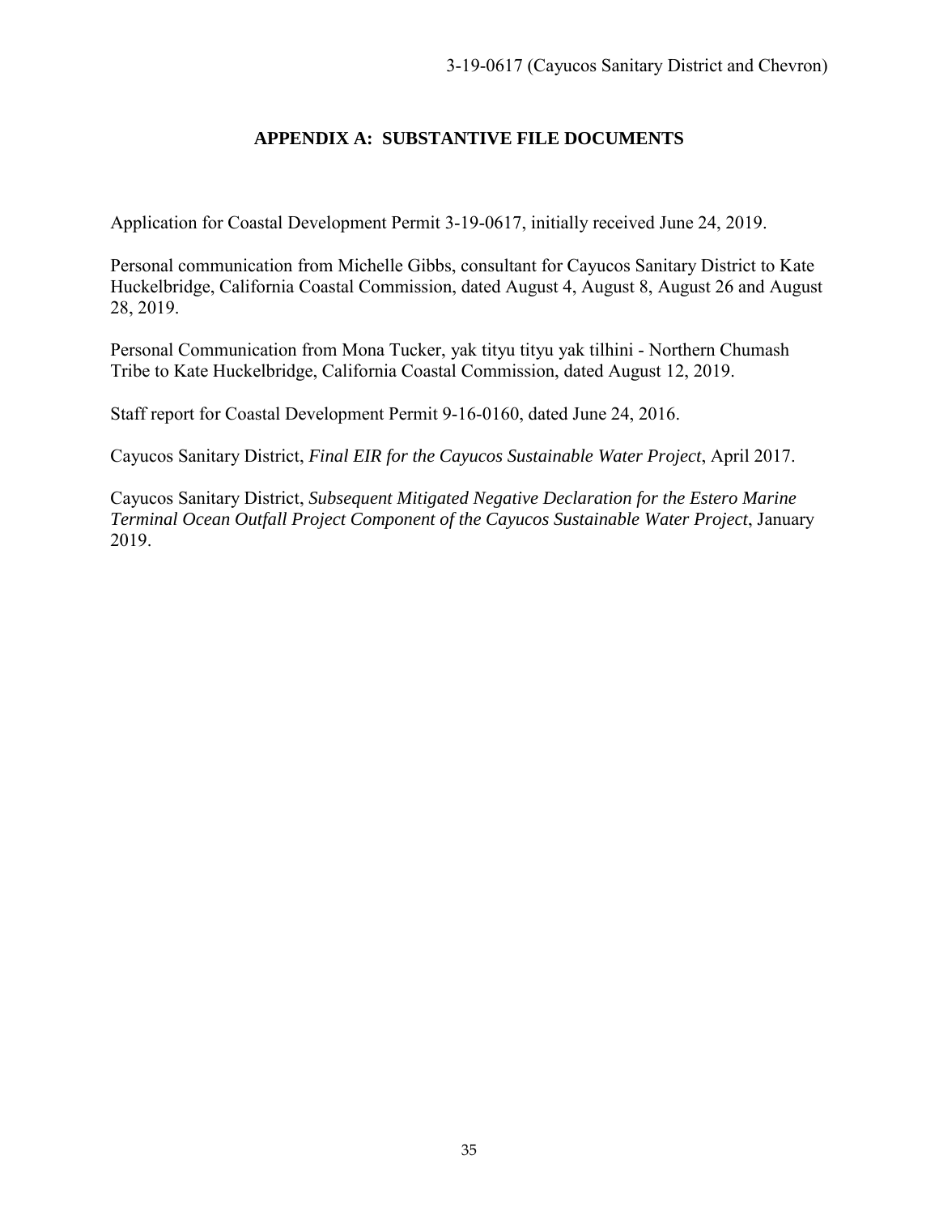## APPENDIX A: SUBSTANTIVE FILE DOCUMENTS

Application for Coastal Development Permit 3-19-0617, initially received June 24, 2019.

Personal communication from Michelle Gibbs, consultant for Cayucos Sanitary District to Kate Huckelbridge, California Coastal Commission, dated August 4, August 8, August 26 and August 28, 2019.

Personal Communication from Mona Tucker, yak tityu tityu yak tilhini - Northern Chumash Tribe to Kate Huckelbridge, California Coastal Commission, dated August 12, 2019.

Staff report for Coastal Development Permit 9-16-0160, dated June 24, 2016.

Cayucos Sanitary District, *Final EIR for the Cayucos Sustainable Water Project*, April 2017.

Cayucos Sanitary District, *Subsequent Mitigated Negative Declaration for the Estero Marine Terminal Ocean Outfall Project Component of the Cayucos Sustainable Water Project*, January 2019.